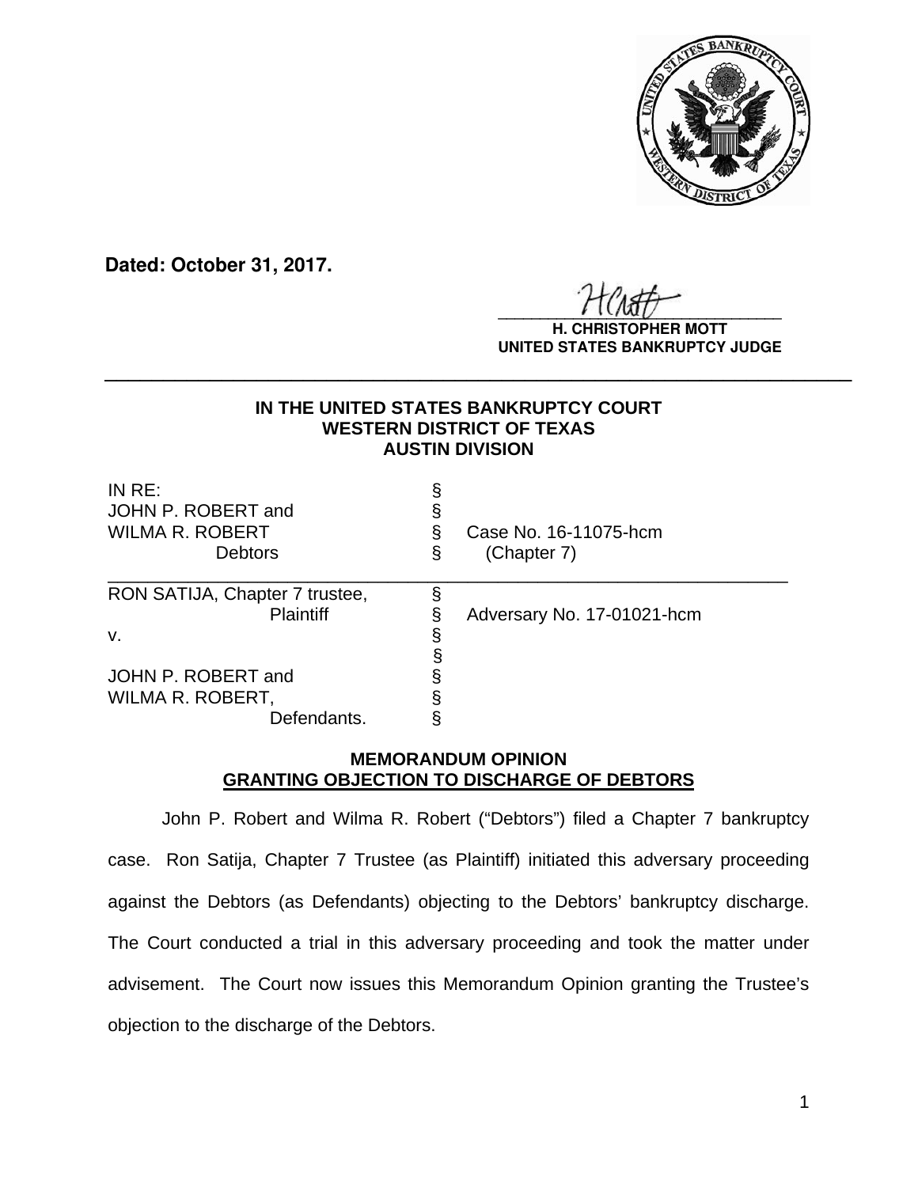**Dated: October 31, 2017.**

**H. CHRISTOPHER MOTT**
**UNITED STATES BANKRUPTCY JUDGE**

---

**IN THE UNITED STATES BANKRUPTCY COURT**
**WESTERN DISTRICT OF TEXAS**
**AUSTIN DIVISION**

| | | |
|---|---|---|
| IN RE: | § | |
| JOHN P. ROBERT and | § | |
| WILMA R. ROBERT | § | Case No. 16-11075-hcm |
| Debtors | § | (Chapter 7) |
| RON SATIJA, Chapter 7 trustee, | § | |
| Plaintiff | § | Adversary No. 17-01021-hcm |
| v. | § | |
| | § | |
| JOHN P. ROBERT and | § | |
| WILMA R. ROBERT, | § | |
| Defendants. | § | |

**MEMORANDUM OPINION**
**GRANTING OBJECTION TO DISCHARGE OF DEBTORS**

John P. Robert and Wilma R. Robert ("Debtors") filed a Chapter 7 bankruptcy case. Ron Satija, Chapter 7 Trustee (as Plaintiff) initiated this adversary proceeding against the Debtors (as Defendants) objecting to the Debtors' bankruptcy discharge. The Court conducted a trial in this adversary proceeding and took the matter under advisement. The Court now issues this Memorandum Opinion granting the Trustee's objection to the discharge of the Debtors.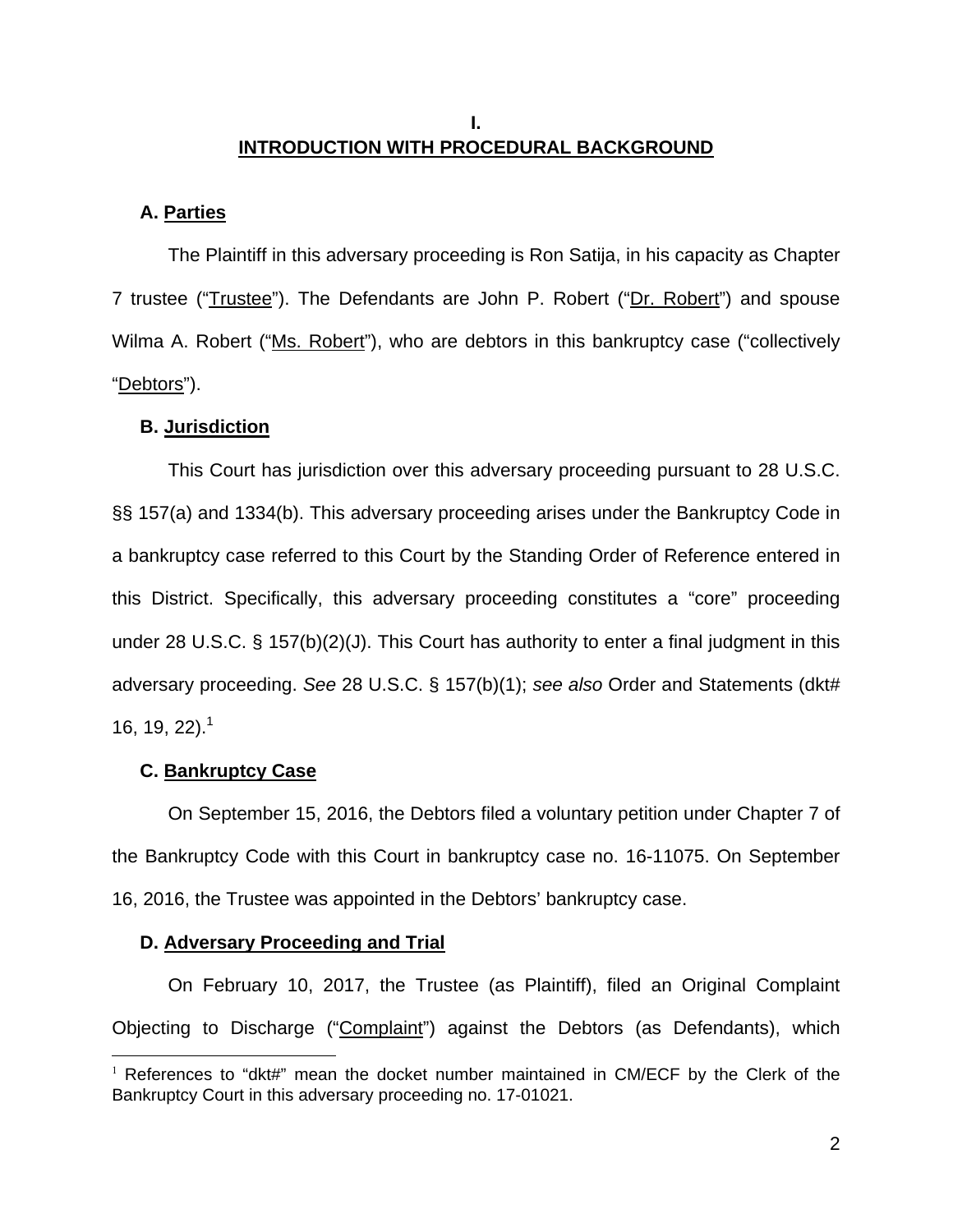# I.
# INTRODUCTION WITH PROCEDURAL BACKGROUND

## A. Parties

The Plaintiff in this adversary proceeding is Ron Satija, in his capacity as Chapter 7 trustee ("Trustee"). The Defendants are John P. Robert ("Dr. Robert") and spouse Wilma A. Robert ("Ms. Robert"), who are debtors in this bankruptcy case ("collectively "Debtors").

## B. Jurisdiction

This Court has jurisdiction over this adversary proceeding pursuant to 28 U.S.C. §§ 157(a) and 1334(b). This adversary proceeding arises under the Bankruptcy Code in a bankruptcy case referred to this Court by the Standing Order of Reference entered in this District. Specifically, this adversary proceeding constitutes a "core" proceeding under 28 U.S.C. § 157(b)(2)(J). This Court has authority to enter a final judgment in this adversary proceeding. *See* 28 U.S.C. § 157(b)(1); *see also* Order and Statements (dkt# 16, 19, 22).[1]

## C. Bankruptcy Case

On September 15, 2016, the Debtors filed a voluntary petition under Chapter 7 of the Bankruptcy Code with this Court in bankruptcy case no. 16-11075. On September 16, 2016, the Trustee was appointed in the Debtors' bankruptcy case.

## D. Adversary Proceeding and Trial

On February 10, 2017, the Trustee (as Plaintiff), filed an Original Complaint Objecting to Discharge ("Complaint") against the Debtors (as Defendants), which

[1] References to "dkt#" mean the docket number maintained in CM/ECF by the Clerk of the Bankruptcy Court in this adversary proceeding no. 17-01021.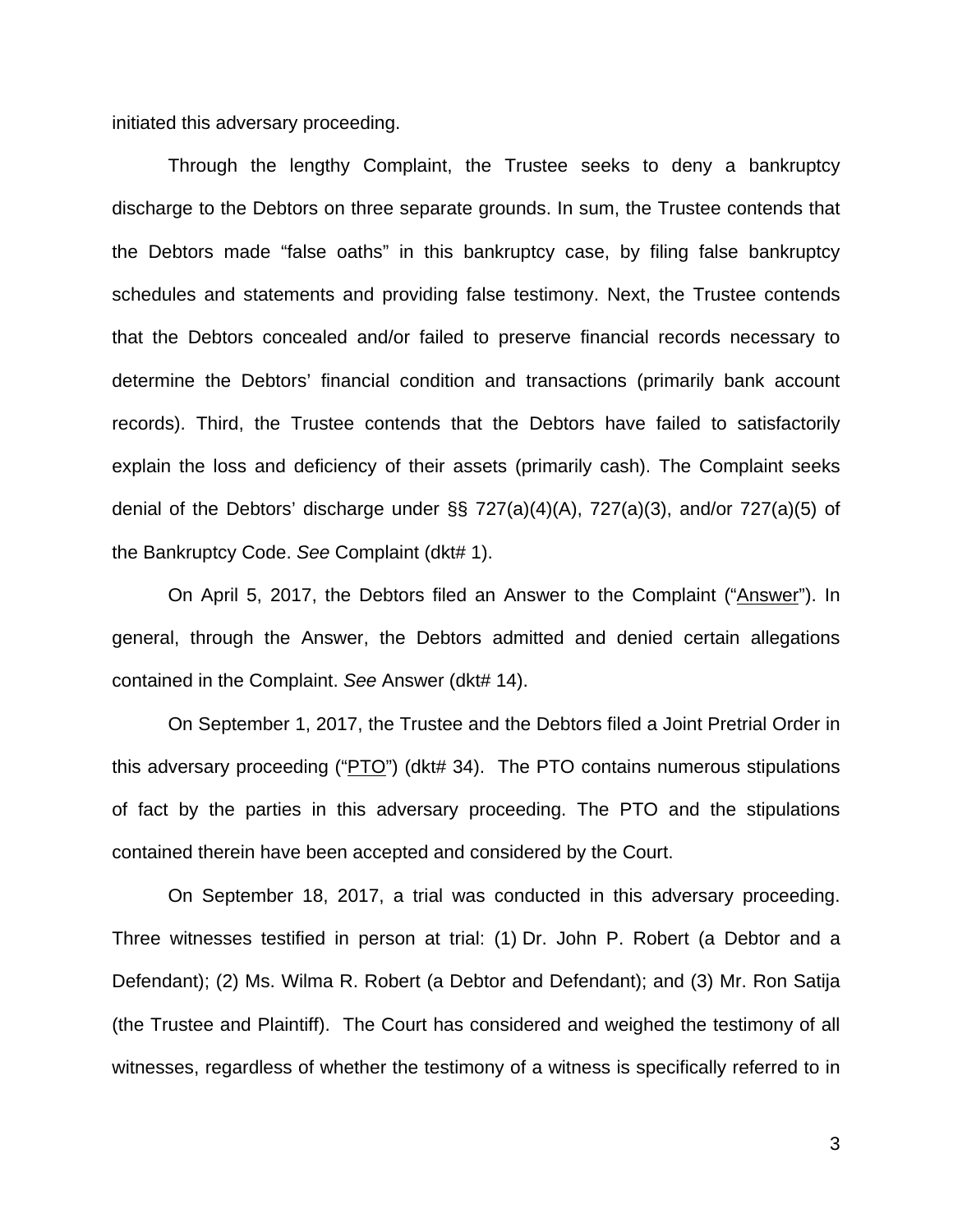initiated this adversary proceeding.

Through the lengthy Complaint, the Trustee seeks to deny a bankruptcy discharge to the Debtors on three separate grounds. In sum, the Trustee contends that the Debtors made "false oaths" in this bankruptcy case, by filing false bankruptcy schedules and statements and providing false testimony. Next, the Trustee contends that the Debtors concealed and/or failed to preserve financial records necessary to determine the Debtors' financial condition and transactions (primarily bank account records). Third, the Trustee contends that the Debtors have failed to satisfactorily explain the loss and deficiency of their assets (primarily cash). The Complaint seeks denial of the Debtors' discharge under §§ 727(a)(4)(A), 727(a)(3), and/or 727(a)(5) of the Bankruptcy Code. *See* Complaint (dkt# 1).

On April 5, 2017, the Debtors filed an Answer to the Complaint ("Answer"). In general, through the Answer, the Debtors admitted and denied certain allegations contained in the Complaint. *See* Answer (dkt# 14).

On September 1, 2017, the Trustee and the Debtors filed a Joint Pretrial Order in this adversary proceeding ("PTO") (dkt# 34). The PTO contains numerous stipulations of fact by the parties in this adversary proceeding. The PTO and the stipulations contained therein have been accepted and considered by the Court.

On September 18, 2017, a trial was conducted in this adversary proceeding. Three witnesses testified in person at trial: (1) Dr. John P. Robert (a Debtor and a Defendant); (2) Ms. Wilma R. Robert (a Debtor and Defendant); and (3) Mr. Ron Satija (the Trustee and Plaintiff). The Court has considered and weighed the testimony of all witnesses, regardless of whether the testimony of a witness is specifically referred to in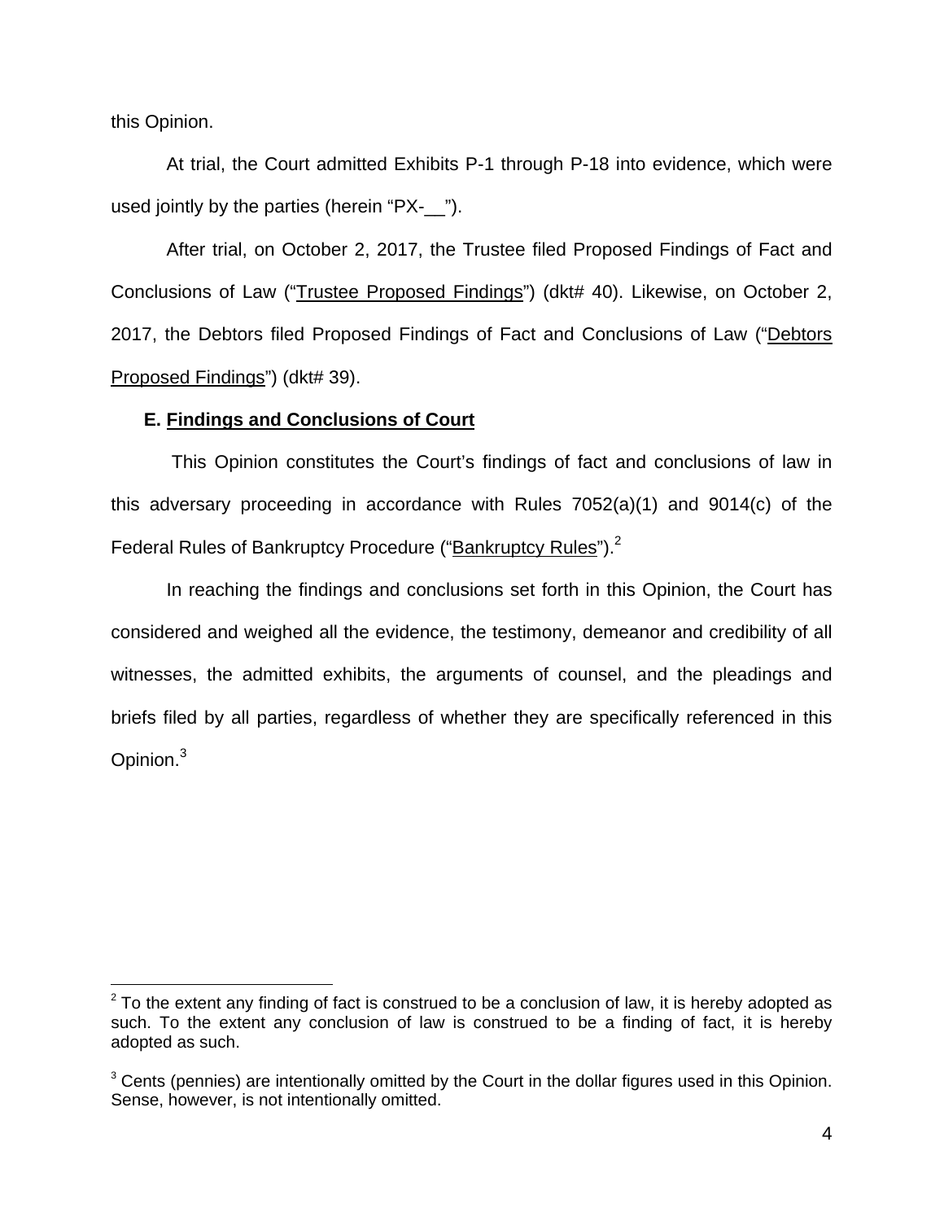this Opinion.

At trial, the Court admitted Exhibits P-1 through P-18 into evidence, which were used jointly by the parties (herein "PX-__").

After trial, on October 2, 2017, the Trustee filed Proposed Findings of Fact and Conclusions of Law ("Trustee Proposed Findings") (dkt# 40). Likewise, on October 2, 2017, the Debtors filed Proposed Findings of Fact and Conclusions of Law ("Debtors Proposed Findings") (dkt# 39).

**E. Findings and Conclusions of Court**

This Opinion constitutes the Court's findings of fact and conclusions of law in this adversary proceeding in accordance with Rules 7052(a)(1) and 9014(c) of the Federal Rules of Bankruptcy Procedure ("Bankruptcy Rules").[2]

In reaching the findings and conclusions set forth in this Opinion, the Court has considered and weighed all the evidence, the testimony, demeanor and credibility of all witnesses, the admitted exhibits, the arguments of counsel, and the pleadings and briefs filed by all parties, regardless of whether they are specifically referenced in this Opinion.[3]

---

[2] To the extent any finding of fact is construed to be a conclusion of law, it is hereby adopted as such. To the extent any conclusion of law is construed to be a finding of fact, it is hereby adopted as such.

[3] Cents (pennies) are intentionally omitted by the Court in the dollar figures used in this Opinion. Sense, however, is not intentionally omitted.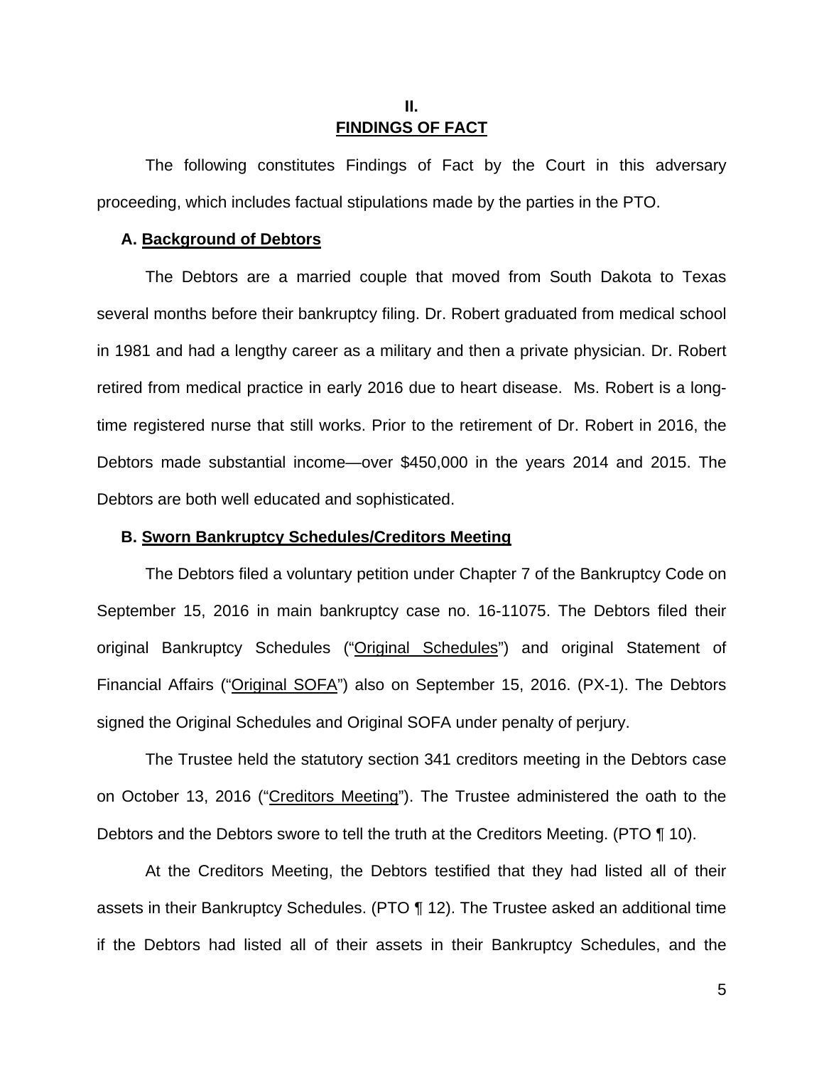## II.
## FINDINGS OF FACT

The following constitutes Findings of Fact by the Court in this adversary proceeding, which includes factual stipulations made by the parties in the PTO.

### A. Background of Debtors

The Debtors are a married couple that moved from South Dakota to Texas several months before their bankruptcy filing. Dr. Robert graduated from medical school in 1981 and had a lengthy career as a military and then a private physician. Dr. Robert retired from medical practice in early 2016 due to heart disease. Ms. Robert is a long-time registered nurse that still works. Prior to the retirement of Dr. Robert in 2016, the Debtors made substantial income—over $450,000 in the years 2014 and 2015. The Debtors are both well educated and sophisticated.

### B. Sworn Bankruptcy Schedules/Creditors Meeting

The Debtors filed a voluntary petition under Chapter 7 of the Bankruptcy Code on September 15, 2016 in main bankruptcy case no. 16-11075. The Debtors filed their original Bankruptcy Schedules ("Original Schedules") and original Statement of Financial Affairs ("Original SOFA") also on September 15, 2016. (PX-1). The Debtors signed the Original Schedules and Original SOFA under penalty of perjury.

The Trustee held the statutory section 341 creditors meeting in the Debtors case on October 13, 2016 ("Creditors Meeting"). The Trustee administered the oath to the Debtors and the Debtors swore to tell the truth at the Creditors Meeting. (PTO ¶ 10).

At the Creditors Meeting, the Debtors testified that they had listed all of their assets in their Bankruptcy Schedules. (PTO ¶ 12). The Trustee asked an additional time if the Debtors had listed all of their assets in their Bankruptcy Schedules, and the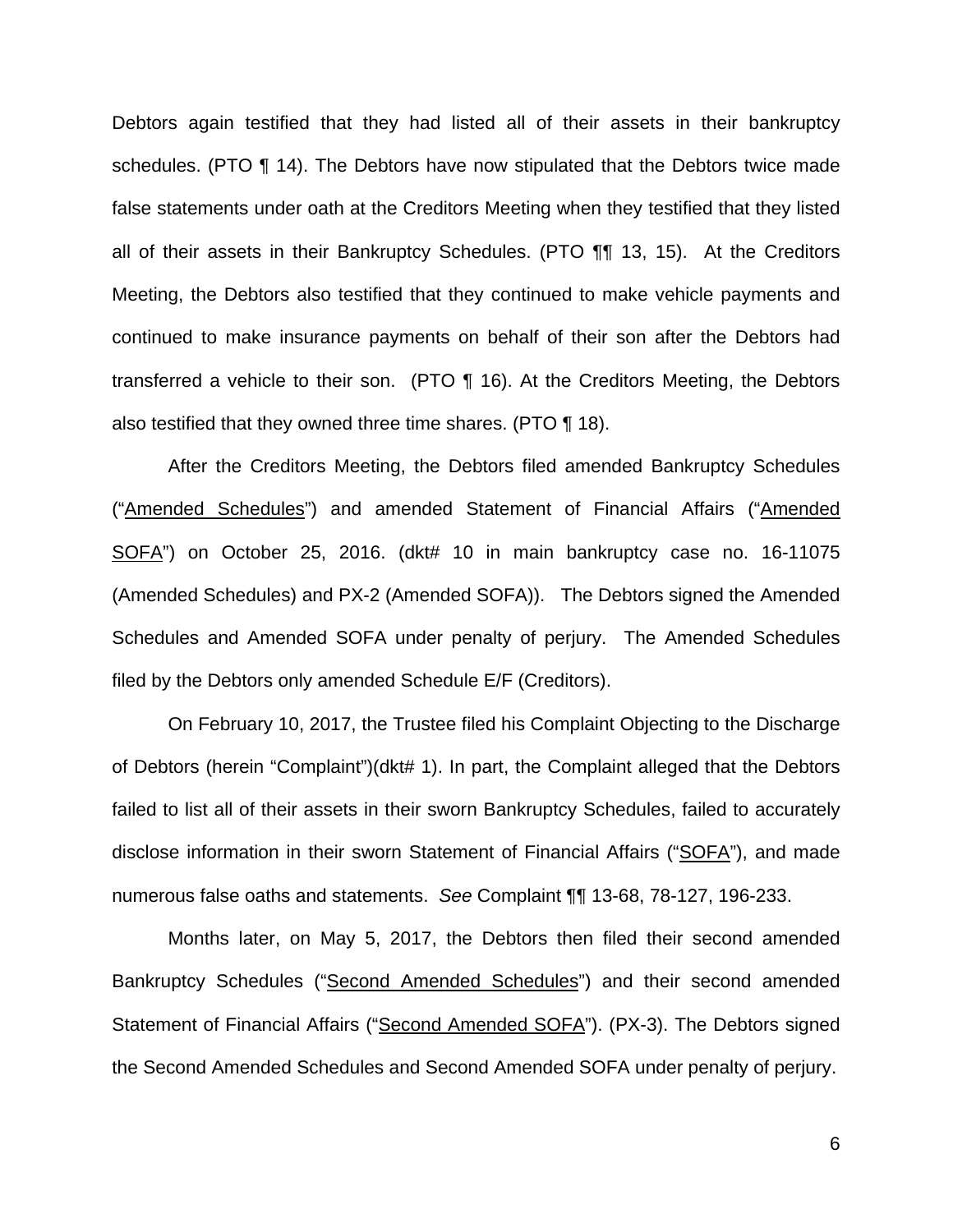Debtors again testified that they had listed all of their assets in their bankruptcy schedules. (PTO ¶ 14). The Debtors have now stipulated that the Debtors twice made false statements under oath at the Creditors Meeting when they testified that they listed all of their assets in their Bankruptcy Schedules. (PTO ¶¶ 13, 15). At the Creditors Meeting, the Debtors also testified that they continued to make vehicle payments and continued to make insurance payments on behalf of their son after the Debtors had transferred a vehicle to their son. (PTO ¶ 16). At the Creditors Meeting, the Debtors also testified that they owned three time shares. (PTO ¶ 18).

After the Creditors Meeting, the Debtors filed amended Bankruptcy Schedules ("<u>Amended Schedules</u>") and amended Statement of Financial Affairs ("<u>Amended SOFA</u>") on October 25, 2016. (dkt# 10 in main bankruptcy case no. 16-11075 (Amended Schedules) and PX-2 (Amended SOFA)). The Debtors signed the Amended Schedules and Amended SOFA under penalty of perjury. The Amended Schedules filed by the Debtors only amended Schedule E/F (Creditors).

On February 10, 2017, the Trustee filed his Complaint Objecting to the Discharge of Debtors (herein "Complaint")(dkt# 1). In part, the Complaint alleged that the Debtors failed to list all of their assets in their sworn Bankruptcy Schedules, failed to accurately disclose information in their sworn Statement of Financial Affairs ("<u>SOFA</u>"), and made numerous false oaths and statements. *See* Complaint ¶¶ 13-68, 78-127, 196-233.

Months later, on May 5, 2017, the Debtors then filed their second amended Bankruptcy Schedules ("<u>Second Amended Schedules</u>") and their second amended Statement of Financial Affairs ("<u>Second Amended SOFA</u>"). (PX-3). The Debtors signed the Second Amended Schedules and Second Amended SOFA under penalty of perjury.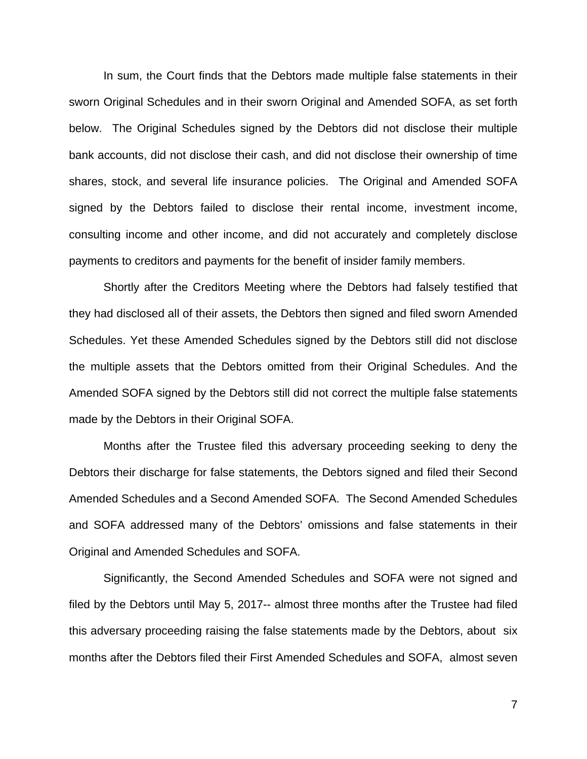In sum, the Court finds that the Debtors made multiple false statements in their sworn Original Schedules and in their sworn Original and Amended SOFA, as set forth below. The Original Schedules signed by the Debtors did not disclose their multiple bank accounts, did not disclose their cash, and did not disclose their ownership of time shares, stock, and several life insurance policies. The Original and Amended SOFA signed by the Debtors failed to disclose their rental income, investment income, consulting income and other income, and did not accurately and completely disclose payments to creditors and payments for the benefit of insider family members.

Shortly after the Creditors Meeting where the Debtors had falsely testified that they had disclosed all of their assets, the Debtors then signed and filed sworn Amended Schedules. Yet these Amended Schedules signed by the Debtors still did not disclose the multiple assets that the Debtors omitted from their Original Schedules. And the Amended SOFA signed by the Debtors still did not correct the multiple false statements made by the Debtors in their Original SOFA.

Months after the Trustee filed this adversary proceeding seeking to deny the Debtors their discharge for false statements, the Debtors signed and filed their Second Amended Schedules and a Second Amended SOFA. The Second Amended Schedules and SOFA addressed many of the Debtors' omissions and false statements in their Original and Amended Schedules and SOFA.

Significantly, the Second Amended Schedules and SOFA were not signed and filed by the Debtors until May 5, 2017-- almost three months after the Trustee had filed this adversary proceeding raising the false statements made by the Debtors, about six months after the Debtors filed their First Amended Schedules and SOFA, almost seven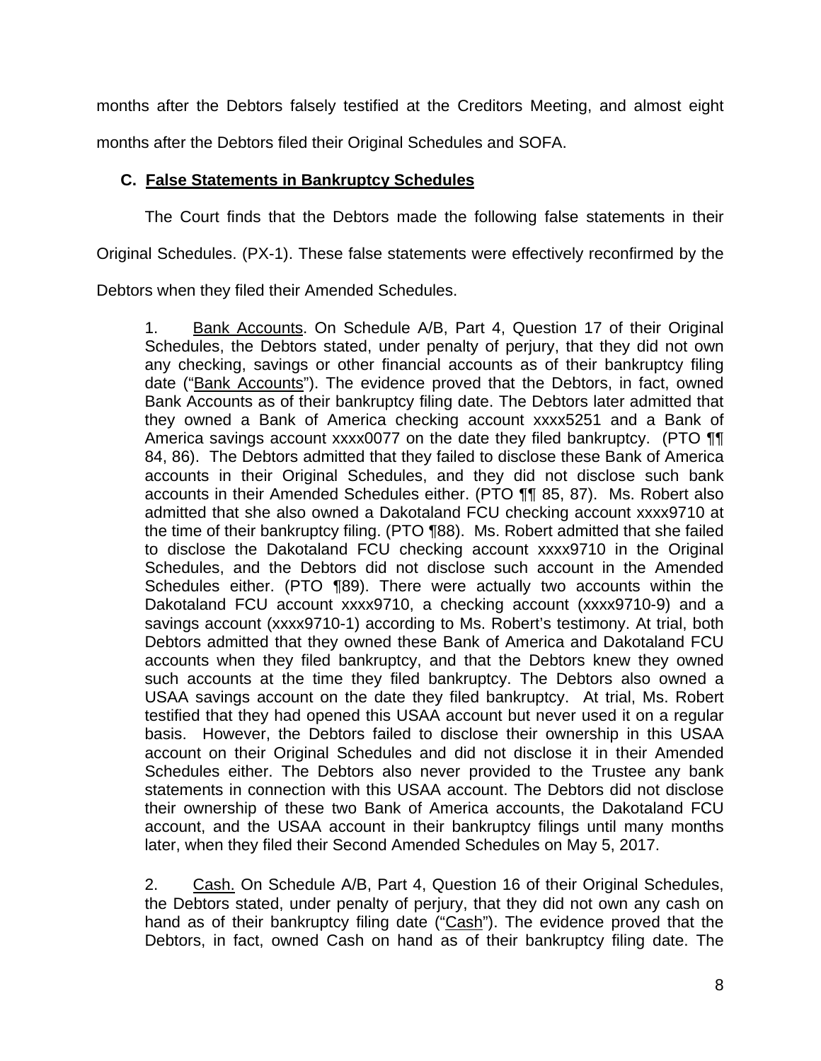months after the Debtors falsely testified at the Creditors Meeting, and almost eight months after the Debtors filed their Original Schedules and SOFA.

### C. False Statements in Bankruptcy Schedules

The Court finds that the Debtors made the following false statements in their Original Schedules. (PX-1). These false statements were effectively reconfirmed by the Debtors when they filed their Amended Schedules.

> 1. Bank Accounts. On Schedule A/B, Part 4, Question 17 of their Original Schedules, the Debtors stated, under penalty of perjury, that they did not own any checking, savings or other financial accounts as of their bankruptcy filing date ("Bank Accounts"). The evidence proved that the Debtors, in fact, owned Bank Accounts as of their bankruptcy filing date. The Debtors later admitted that they owned a Bank of America checking account xxxx5251 and a Bank of America savings account xxxx0077 on the date they filed bankruptcy. (PTO ¶¶ 84, 86). The Debtors admitted that they failed to disclose these Bank of America accounts in their Original Schedules, and they did not disclose such bank accounts in their Amended Schedules either. (PTO ¶¶ 85, 87). Ms. Robert also admitted that she also owned a Dakotaland FCU checking account xxxx9710 at the time of their bankruptcy filing. (PTO ¶88). Ms. Robert admitted that she failed to disclose the Dakotaland FCU checking account xxxx9710 in the Original Schedules, and the Debtors did not disclose such account in the Amended Schedules either. (PTO ¶89). There were actually two accounts within the Dakotaland FCU account xxxx9710, a checking account (xxxx9710-9) and a savings account (xxxx9710-1) according to Ms. Robert's testimony. At trial, both Debtors admitted that they owned these Bank of America and Dakotaland FCU accounts when they filed bankruptcy, and that the Debtors knew they owned such accounts at the time they filed bankruptcy. The Debtors also owned a USAA savings account on the date they filed bankruptcy. At trial, Ms. Robert testified that they had opened this USAA account but never used it on a regular basis. However, the Debtors failed to disclose their ownership in this USAA account on their Original Schedules and did not disclose it in their Amended Schedules either. The Debtors also never provided to the Trustee any bank statements in connection with this USAA account. The Debtors did not disclose their ownership of these two Bank of America accounts, the Dakotaland FCU account, and the USAA account in their bankruptcy filings until many months later, when they filed their Second Amended Schedules on May 5, 2017.
>
> 2. Cash. On Schedule A/B, Part 4, Question 16 of their Original Schedules, the Debtors stated, under penalty of perjury, that they did not own any cash on hand as of their bankruptcy filing date ("Cash"). The evidence proved that the Debtors, in fact, owned Cash on hand as of their bankruptcy filing date. The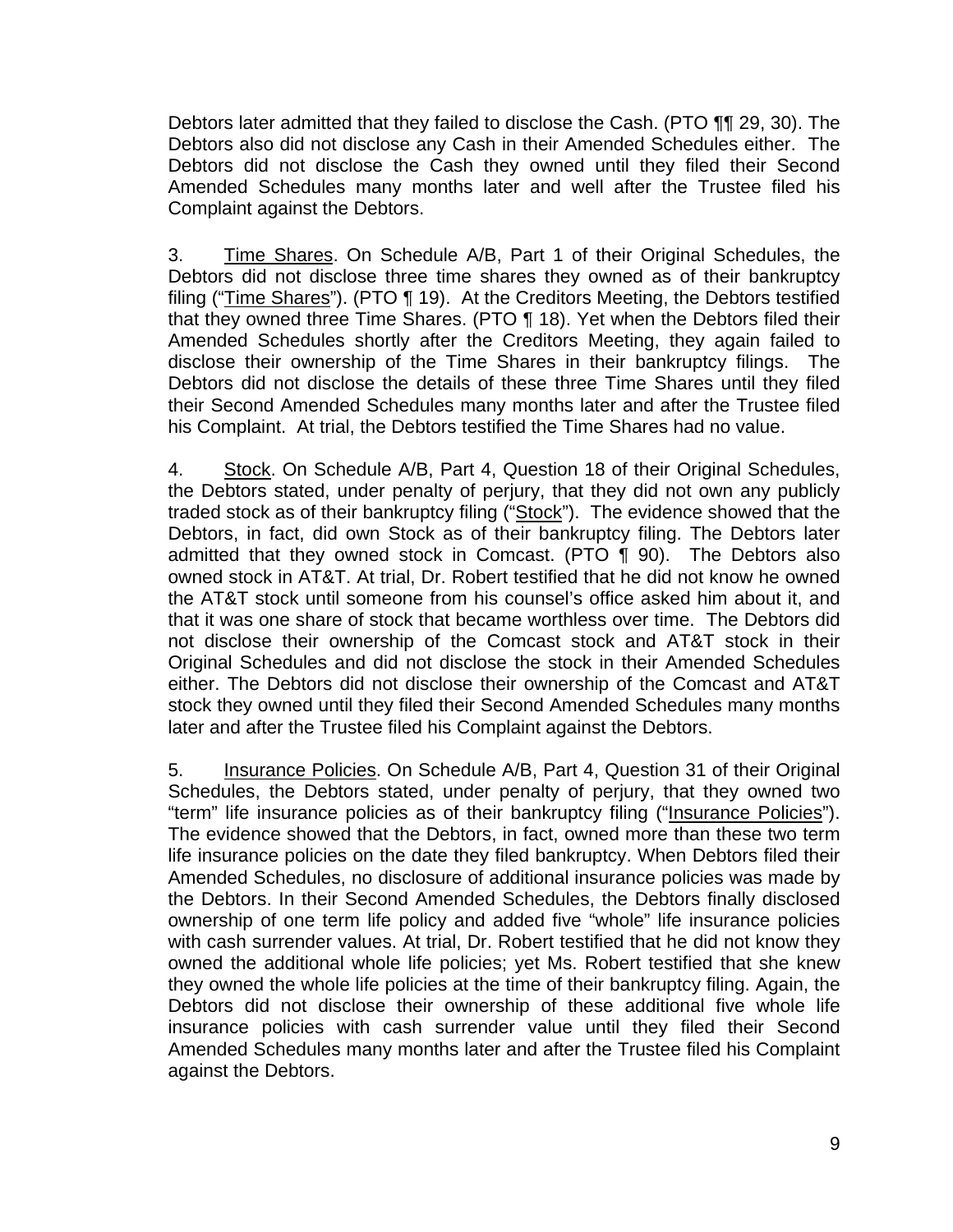Debtors later admitted that they failed to disclose the Cash. (PTO ¶¶ 29, 30). The Debtors also did not disclose any Cash in their Amended Schedules either. The Debtors did not disclose the Cash they owned until they filed their Second Amended Schedules many months later and well after the Trustee filed his Complaint against the Debtors.

3. Time Shares. On Schedule A/B, Part 1 of their Original Schedules, the Debtors did not disclose three time shares they owned as of their bankruptcy filing ("Time Shares"). (PTO ¶ 19). At the Creditors Meeting, the Debtors testified that they owned three Time Shares. (PTO ¶ 18). Yet when the Debtors filed their Amended Schedules shortly after the Creditors Meeting, they again failed to disclose their ownership of the Time Shares in their bankruptcy filings. The Debtors did not disclose the details of these three Time Shares until they filed their Second Amended Schedules many months later and after the Trustee filed his Complaint. At trial, the Debtors testified the Time Shares had no value.

4. Stock. On Schedule A/B, Part 4, Question 18 of their Original Schedules, the Debtors stated, under penalty of perjury, that they did not own any publicly traded stock as of their bankruptcy filing ("Stock"). The evidence showed that the Debtors, in fact, did own Stock as of their bankruptcy filing. The Debtors later admitted that they owned stock in Comcast. (PTO ¶ 90). The Debtors also owned stock in AT&T. At trial, Dr. Robert testified that he did not know he owned the AT&T stock until someone from his counsel's office asked him about it, and that it was one share of stock that became worthless over time. The Debtors did not disclose their ownership of the Comcast stock and AT&T stock in their Original Schedules and did not disclose the stock in their Amended Schedules either. The Debtors did not disclose their ownership of the Comcast and AT&T stock they owned until they filed their Second Amended Schedules many months later and after the Trustee filed his Complaint against the Debtors.

5. Insurance Policies. On Schedule A/B, Part 4, Question 31 of their Original Schedules, the Debtors stated, under penalty of perjury, that they owned two "term" life insurance policies as of their bankruptcy filing ("Insurance Policies"). The evidence showed that the Debtors, in fact, owned more than these two term life insurance policies on the date they filed bankruptcy. When Debtors filed their Amended Schedules, no disclosure of additional insurance policies was made by the Debtors. In their Second Amended Schedules, the Debtors finally disclosed ownership of one term life policy and added five "whole" life insurance policies with cash surrender values. At trial, Dr. Robert testified that he did not know they owned the additional whole life policies; yet Ms. Robert testified that she knew they owned the whole life policies at the time of their bankruptcy filing. Again, the Debtors did not disclose their ownership of these additional five whole life insurance policies with cash surrender value until they filed their Second Amended Schedules many months later and after the Trustee filed his Complaint against the Debtors.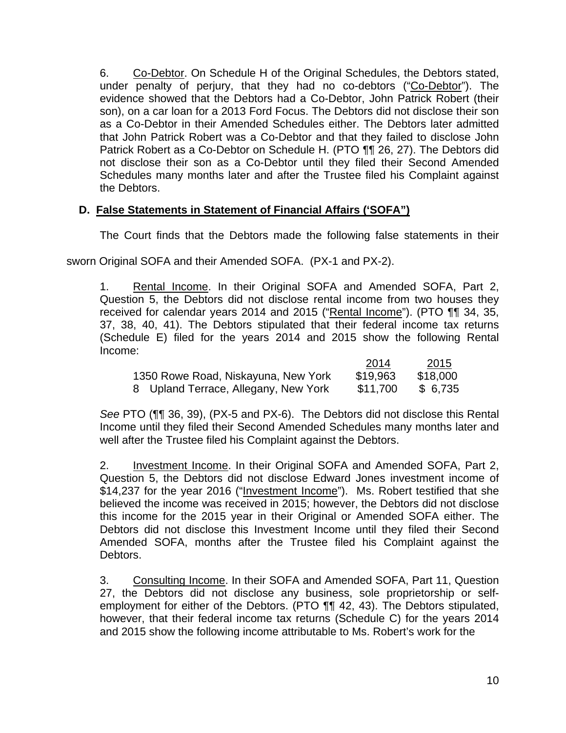6. Co-Debtor. On Schedule H of the Original Schedules, the Debtors stated, under penalty of perjury, that they had no co-debtors ("Co-Debtor"). The evidence showed that the Debtors had a Co-Debtor, John Patrick Robert (their son), on a car loan for a 2013 Ford Focus. The Debtors did not disclose their son as a Co-Debtor in their Amended Schedules either. The Debtors later admitted that John Patrick Robert was a Co-Debtor and that they failed to disclose John Patrick Robert as a Co-Debtor on Schedule H. (PTO ¶¶ 26, 27). The Debtors did not disclose their son as a Co-Debtor until they filed their Second Amended Schedules many months later and after the Trustee filed his Complaint against the Debtors.

### D. False Statements in Statement of Financial Affairs ('SOFA")

The Court finds that the Debtors made the following false statements in their sworn Original SOFA and their Amended SOFA. (PX-1 and PX-2).

1. Rental Income. In their Original SOFA and Amended SOFA, Part 2, Question 5, the Debtors did not disclose rental income from two houses they received for calendar years 2014 and 2015 ("Rental Income"). (PTO ¶¶ 34, 35, 37, 38, 40, 41). The Debtors stipulated that their federal income tax returns (Schedule E) filed for the years 2014 and 2015 show the following Rental Income:

| | 2014 | 2015 |
|---|---|---|
| 1350 Rowe Road, Niskayuna, New York | $19,963 | $18,000 |
| 8 Upland Terrace, Allegany, New York | $11,700 | $ 6,735 |

*See* PTO (¶¶ 36, 39), (PX-5 and PX-6). The Debtors did not disclose this Rental Income until they filed their Second Amended Schedules many months later and well after the Trustee filed his Complaint against the Debtors.

2. Investment Income. In their Original SOFA and Amended SOFA, Part 2, Question 5, the Debtors did not disclose Edward Jones investment income of $14,237 for the year 2016 ("Investment Income"). Ms. Robert testified that she believed the income was received in 2015; however, the Debtors did not disclose this income for the 2015 year in their Original or Amended SOFA either. The Debtors did not disclose this Investment Income until they filed their Second Amended SOFA, months after the Trustee filed his Complaint against the Debtors.

3. Consulting Income. In their SOFA and Amended SOFA, Part 11, Question 27, the Debtors did not disclose any business, sole proprietorship or self-employment for either of the Debtors. (PTO ¶¶ 42, 43). The Debtors stipulated, however, that their federal income tax returns (Schedule C) for the years 2014 and 2015 show the following income attributable to Ms. Robert's work for the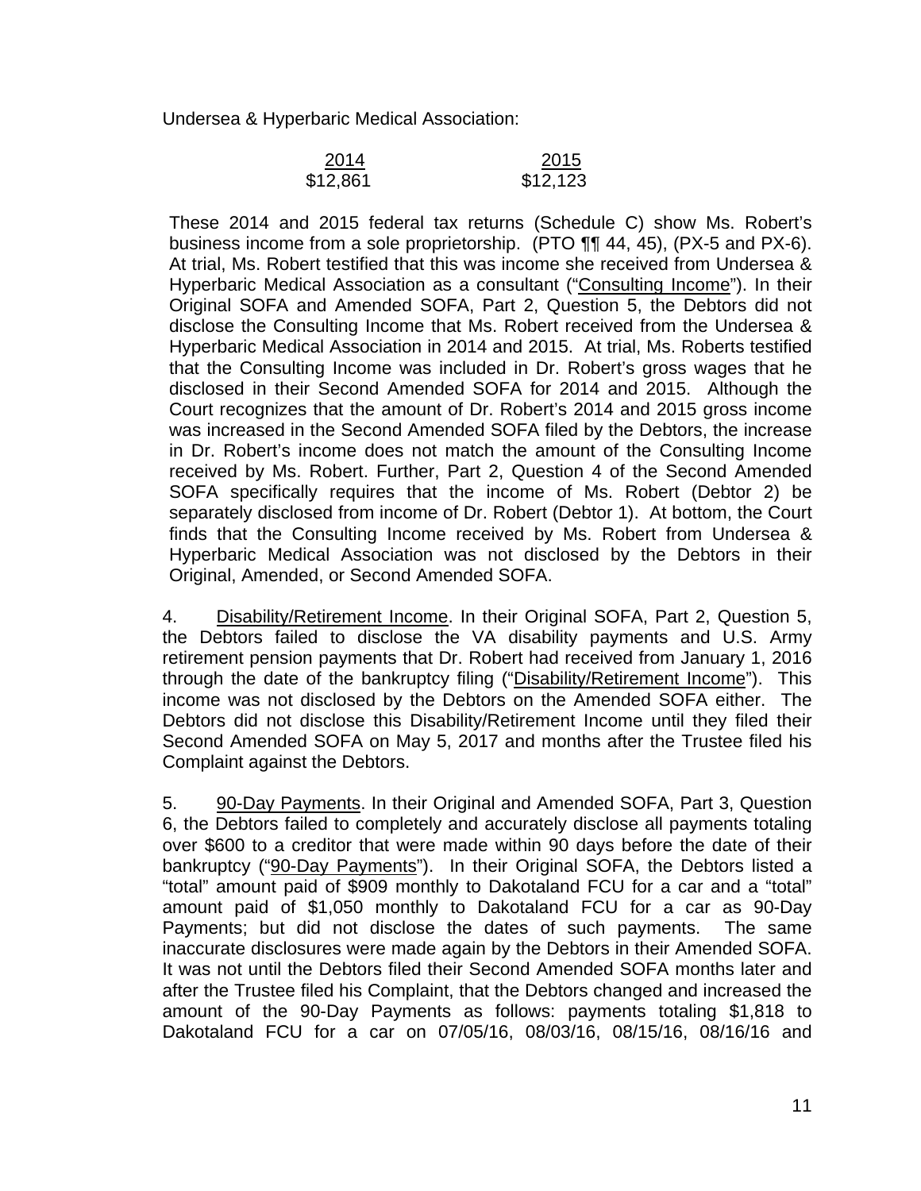Undersea & Hyperbaric Medical Association:

| 2014 | 2015 |
| --- | --- |
| $12,861 | $12,123 |

These 2014 and 2015 federal tax returns (Schedule C) show Ms. Robert's business income from a sole proprietorship. (PTO ¶¶ 44, 45), (PX-5 and PX-6). At trial, Ms. Robert testified that this was income she received from Undersea & Hyperbaric Medical Association as a consultant ("Consulting Income"). In their Original SOFA and Amended SOFA, Part 2, Question 5, the Debtors did not disclose the Consulting Income that Ms. Robert received from the Undersea & Hyperbaric Medical Association in 2014 and 2015. At trial, Ms. Roberts testified that the Consulting Income was included in Dr. Robert's gross wages that he disclosed in their Second Amended SOFA for 2014 and 2015. Although the Court recognizes that the amount of Dr. Robert's 2014 and 2015 gross income was increased in the Second Amended SOFA filed by the Debtors, the increase in Dr. Robert's income does not match the amount of the Consulting Income received by Ms. Robert. Further, Part 2, Question 4 of the Second Amended SOFA specifically requires that the income of Ms. Robert (Debtor 2) be separately disclosed from income of Dr. Robert (Debtor 1). At bottom, the Court finds that the Consulting Income received by Ms. Robert from Undersea & Hyperbaric Medical Association was not disclosed by the Debtors in their Original, Amended, or Second Amended SOFA.

4. Disability/Retirement Income. In their Original SOFA, Part 2, Question 5, the Debtors failed to disclose the VA disability payments and U.S. Army retirement pension payments that Dr. Robert had received from January 1, 2016 through the date of the bankruptcy filing ("Disability/Retirement Income"). This income was not disclosed by the Debtors on the Amended SOFA either. The Debtors did not disclose this Disability/Retirement Income until they filed their Second Amended SOFA on May 5, 2017 and months after the Trustee filed his Complaint against the Debtors.

5. 90-Day Payments. In their Original and Amended SOFA, Part 3, Question 6, the Debtors failed to completely and accurately disclose all payments totaling over $600 to a creditor that were made within 90 days before the date of their bankruptcy ("90-Day Payments"). In their Original SOFA, the Debtors listed a "total" amount paid of $909 monthly to Dakotaland FCU for a car and a "total" amount paid of $1,050 monthly to Dakotaland FCU for a car as 90-Day Payments; but did not disclose the dates of such payments. The same inaccurate disclosures were made again by the Debtors in their Amended SOFA. It was not until the Debtors filed their Second Amended SOFA months later and after the Trustee filed his Complaint, that the Debtors changed and increased the amount of the 90-Day Payments as follows: payments totaling $1,818 to Dakotaland FCU for a car on 07/05/16, 08/03/16, 08/15/16, 08/16/16 and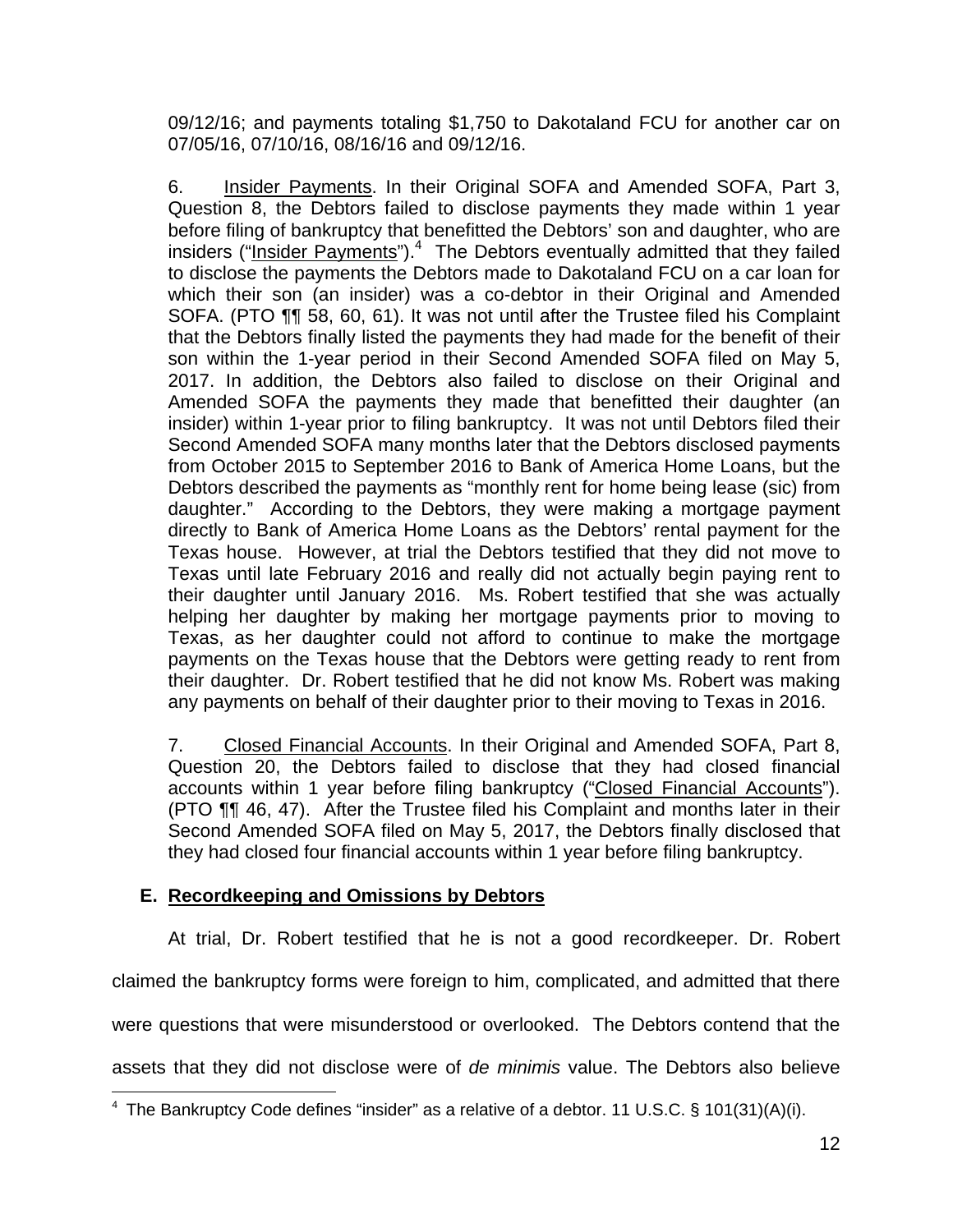09/12/16; and payments totaling $1,750 to Dakotaland FCU for another car on 07/05/16, 07/10/16, 08/16/16 and 09/12/16.

6. Insider Payments. In their Original SOFA and Amended SOFA, Part 3, Question 8, the Debtors failed to disclose payments they made within 1 year before filing of bankruptcy that benefitted the Debtors' son and daughter, who are insiders ("Insider Payments").[4] The Debtors eventually admitted that they failed to disclose the payments the Debtors made to Dakotaland FCU on a car loan for which their son (an insider) was a co-debtor in their Original and Amended SOFA. (PTO ¶¶ 58, 60, 61). It was not until after the Trustee filed his Complaint that the Debtors finally listed the payments they had made for the benefit of their son within the 1-year period in their Second Amended SOFA filed on May 5, 2017. In addition, the Debtors also failed to disclose on their Original and Amended SOFA the payments they made that benefitted their daughter (an insider) within 1-year prior to filing bankruptcy. It was not until Debtors filed their Second Amended SOFA many months later that the Debtors disclosed payments from October 2015 to September 2016 to Bank of America Home Loans, but the Debtors described the payments as "monthly rent for home being lease (sic) from daughter." According to the Debtors, they were making a mortgage payment directly to Bank of America Home Loans as the Debtors' rental payment for the Texas house. However, at trial the Debtors testified that they did not move to Texas until late February 2016 and really did not actually begin paying rent to their daughter until January 2016. Ms. Robert testified that she was actually helping her daughter by making her mortgage payments prior to moving to Texas, as her daughter could not afford to continue to make the mortgage payments on the Texas house that the Debtors were getting ready to rent from their daughter. Dr. Robert testified that he did not know Ms. Robert was making any payments on behalf of their daughter prior to their moving to Texas in 2016.

7. Closed Financial Accounts. In their Original and Amended SOFA, Part 8, Question 20, the Debtors failed to disclose that they had closed financial accounts within 1 year before filing bankruptcy ("Closed Financial Accounts"). (PTO ¶¶ 46, 47). After the Trustee filed his Complaint and months later in their Second Amended SOFA filed on May 5, 2017, the Debtors finally disclosed that they had closed four financial accounts within 1 year before filing bankruptcy.

### E. Recordkeeping and Omissions by Debtors

At trial, Dr. Robert testified that he is not a good recordkeeper. Dr. Robert claimed the bankruptcy forms were foreign to him, complicated, and admitted that there were questions that were misunderstood or overlooked. The Debtors contend that the assets that they did not disclose were of *de minimis* value. The Debtors also believe

[4] The Bankruptcy Code defines "insider" as a relative of a debtor. 11 U.S.C. § 101(31)(A)(i).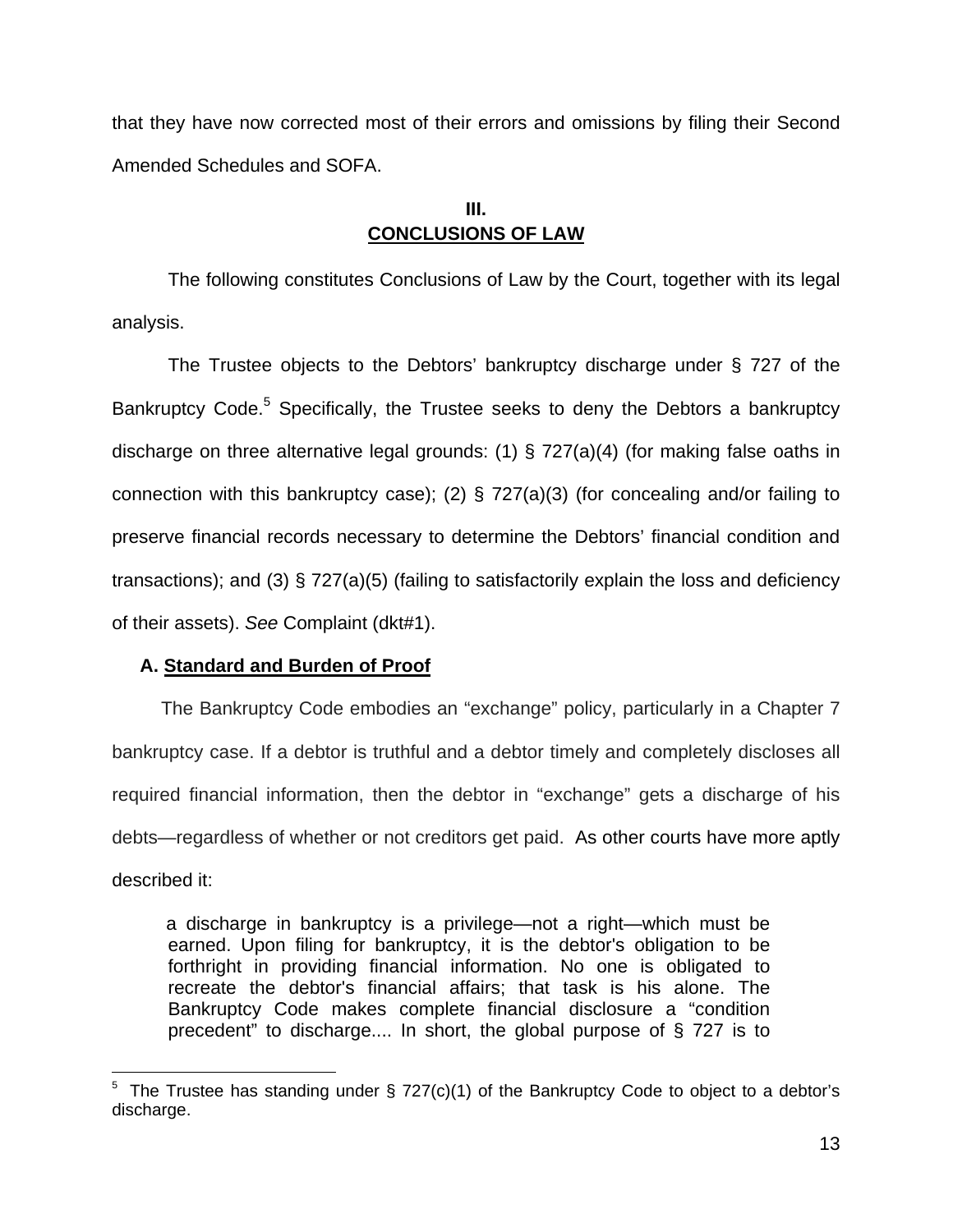that they have now corrected most of their errors and omissions by filing their Second Amended Schedules and SOFA.

## III.
## CONCLUSIONS OF LAW

The following constitutes Conclusions of Law by the Court, together with its legal analysis.

The Trustee objects to the Debtors' bankruptcy discharge under § 727 of the Bankruptcy Code.[5] Specifically, the Trustee seeks to deny the Debtors a bankruptcy discharge on three alternative legal grounds: (1) § 727(a)(4) (for making false oaths in connection with this bankruptcy case); (2) § 727(a)(3) (for concealing and/or failing to preserve financial records necessary to determine the Debtors' financial condition and transactions); and (3) § 727(a)(5) (failing to satisfactorily explain the loss and deficiency of their assets). *See* Complaint (dkt#1).

### A. Standard and Burden of Proof

The Bankruptcy Code embodies an "exchange" policy, particularly in a Chapter 7 bankruptcy case. If a debtor is truthful and a debtor timely and completely discloses all required financial information, then the debtor in "exchange" gets a discharge of his debts—regardless of whether or not creditors get paid. As other courts have more aptly described it:

> a discharge in bankruptcy is a privilege—not a right—which must be earned. Upon filing for bankruptcy, it is the debtor's obligation to be forthright in providing financial information. No one is obligated to recreate the debtor's financial affairs; that task is his alone. The Bankruptcy Code makes complete financial disclosure a "condition precedent" to discharge.... In short, the global purpose of § 727 is to

---

[5] The Trustee has standing under § 727(c)(1) of the Bankruptcy Code to object to a debtor's discharge.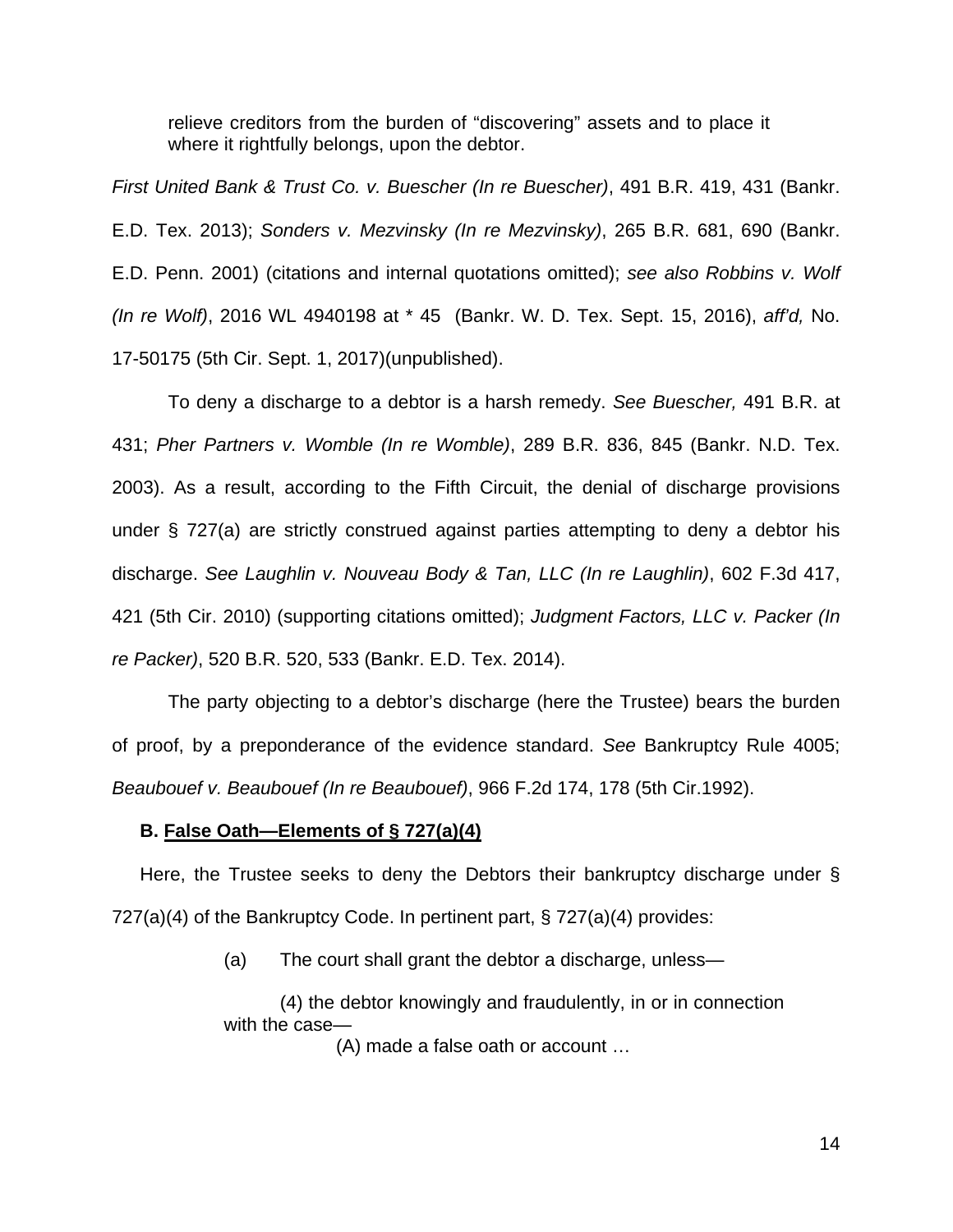> relieve creditors from the burden of "discovering" assets and to place it where it rightfully belongs, upon the debtor.

*First United Bank & Trust Co. v. Buescher (In re Buescher)*, 491 B.R. 419, 431 (Bankr. E.D. Tex. 2013); *Sonders v. Mezvinsky (In re Mezvinsky)*, 265 B.R. 681, 690 (Bankr. E.D. Penn. 2001) (citations and internal quotations omitted); *see also Robbins v. Wolf (In re Wolf)*, 2016 WL 4940198 at * 45 (Bankr. W. D. Tex. Sept. 15, 2016), *aff'd,* No. 17-50175 (5th Cir. Sept. 1, 2017)(unpublished).

To deny a discharge to a debtor is a harsh remedy. *See Buescher,* 491 B.R. at 431; *Pher Partners v. Womble (In re Womble)*, 289 B.R. 836, 845 (Bankr. N.D. Tex. 2003). As a result, according to the Fifth Circuit, the denial of discharge provisions under § 727(a) are strictly construed against parties attempting to deny a debtor his discharge. *See Laughlin v. Nouveau Body & Tan, LLC (In re Laughlin)*, 602 F.3d 417, 421 (5th Cir. 2010) (supporting citations omitted); *Judgment Factors, LLC v. Packer (In re Packer)*, 520 B.R. 520, 533 (Bankr. E.D. Tex. 2014).

The party objecting to a debtor's discharge (here the Trustee) bears the burden of proof, by a preponderance of the evidence standard. *See* Bankruptcy Rule 4005; *Beaubouef v. Beaubouef (In re Beaubouef)*, 966 F.2d 174, 178 (5th Cir.1992).

### B. False Oath—Elements of § 727(a)(4)

Here, the Trustee seeks to deny the Debtors their bankruptcy discharge under § 727(a)(4) of the Bankruptcy Code. In pertinent part, § 727(a)(4) provides:

> (a) The court shall grant the debtor a discharge, unless—
>
> (4) the debtor knowingly and fraudulently, in or in connection with the case—
>
> (A) made a false oath or account …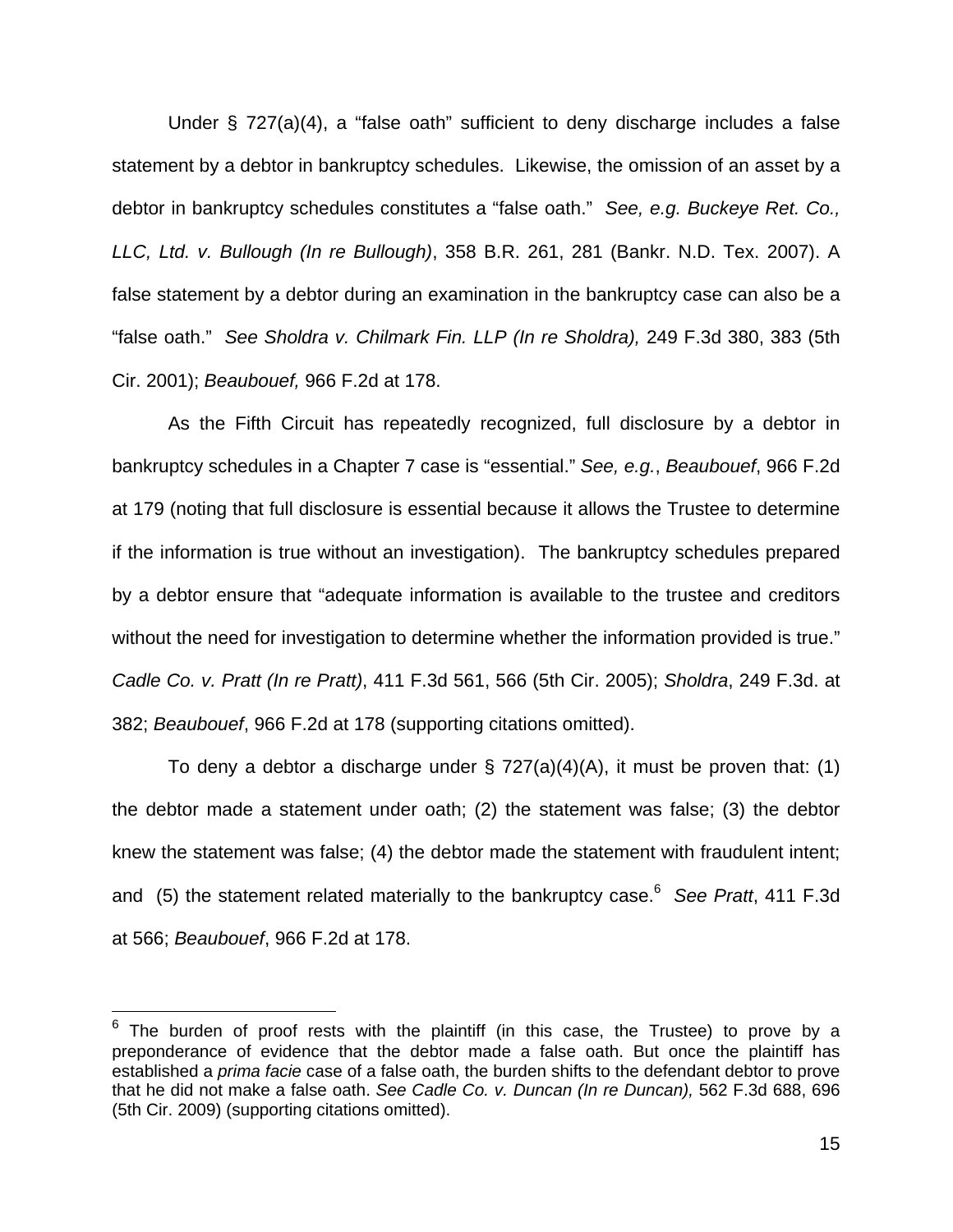Under § 727(a)(4), a "false oath" sufficient to deny discharge includes a false statement by a debtor in bankruptcy schedules. Likewise, the omission of an asset by a debtor in bankruptcy schedules constitutes a "false oath." *See, e.g. Buckeye Ret. Co., LLC, Ltd. v. Bullough (In re Bullough)*, 358 B.R. 261, 281 (Bankr. N.D. Tex. 2007). A false statement by a debtor during an examination in the bankruptcy case can also be a "false oath." *See Sholdra v. Chilmark Fin. LLP (In re Sholdra),* 249 F.3d 380, 383 (5th Cir. 2001); *Beaubouef,* 966 F.2d at 178.

As the Fifth Circuit has repeatedly recognized, full disclosure by a debtor in bankruptcy schedules in a Chapter 7 case is "essential." *See, e.g.*, *Beaubouef*, 966 F.2d at 179 (noting that full disclosure is essential because it allows the Trustee to determine if the information is true without an investigation). The bankruptcy schedules prepared by a debtor ensure that "adequate information is available to the trustee and creditors without the need for investigation to determine whether the information provided is true." *Cadle Co. v. Pratt (In re Pratt)*, 411 F.3d 561, 566 (5th Cir. 2005); *Sholdra*, 249 F.3d. at 382; *Beaubouef*, 966 F.2d at 178 (supporting citations omitted).

To deny a debtor a discharge under § 727(a)(4)(A), it must be proven that: (1) the debtor made a statement under oath; (2) the statement was false; (3) the debtor knew the statement was false; (4) the debtor made the statement with fraudulent intent; and (5) the statement related materially to the bankruptcy case.[6] *See Pratt*, 411 F.3d at 566; *Beaubouef*, 966 F.2d at 178.

[6] The burden of proof rests with the plaintiff (in this case, the Trustee) to prove by a preponderance of evidence that the debtor made a false oath. But once the plaintiff has established a *prima facie* case of a false oath, the burden shifts to the defendant debtor to prove that he did not make a false oath. *See Cadle Co. v. Duncan (In re Duncan),* 562 F.3d 688, 696 (5th Cir. 2009) (supporting citations omitted).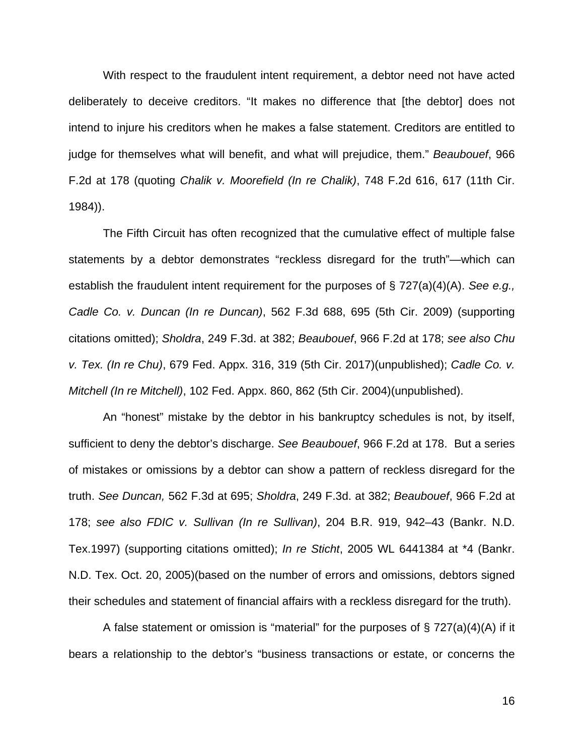With respect to the fraudulent intent requirement, a debtor need not have acted deliberately to deceive creditors. "It makes no difference that [the debtor] does not intend to injure his creditors when he makes a false statement. Creditors are entitled to judge for themselves what will benefit, and what will prejudice, them." *Beaubouef*, 966 F.2d at 178 (quoting *Chalik v. Moorefield (In re Chalik)*, 748 F.2d 616, 617 (11th Cir. 1984)).

The Fifth Circuit has often recognized that the cumulative effect of multiple false statements by a debtor demonstrates "reckless disregard for the truth"—which can establish the fraudulent intent requirement for the purposes of § 727(a)(4)(A). *See e.g., Cadle Co. v. Duncan (In re Duncan)*, 562 F.3d 688, 695 (5th Cir. 2009) (supporting citations omitted); *Sholdra*, 249 F.3d. at 382; *Beaubouef*, 966 F.2d at 178; *see also Chu v. Tex. (In re Chu)*, 679 Fed. Appx. 316, 319 (5th Cir. 2017)(unpublished); *Cadle Co. v. Mitchell (In re Mitchell)*, 102 Fed. Appx. 860, 862 (5th Cir. 2004)(unpublished).

An "honest" mistake by the debtor in his bankruptcy schedules is not, by itself, sufficient to deny the debtor's discharge. *See Beaubouef*, 966 F.2d at 178. But a series of mistakes or omissions by a debtor can show a pattern of reckless disregard for the truth. *See Duncan,* 562 F.3d at 695; *Sholdra*, 249 F.3d. at 382; *Beaubouef*, 966 F.2d at 178; *see also FDIC v. Sullivan (In re Sullivan)*, 204 B.R. 919, 942–43 (Bankr. N.D. Tex.1997) (supporting citations omitted); *In re Sticht*, 2005 WL 6441384 at *4 (Bankr. N.D. Tex. Oct. 20, 2005)(based on the number of errors and omissions, debtors signed their schedules and statement of financial affairs with a reckless disregard for the truth).

A false statement or omission is "material" for the purposes of § 727(a)(4)(A) if it bears a relationship to the debtor's "business transactions or estate, or concerns the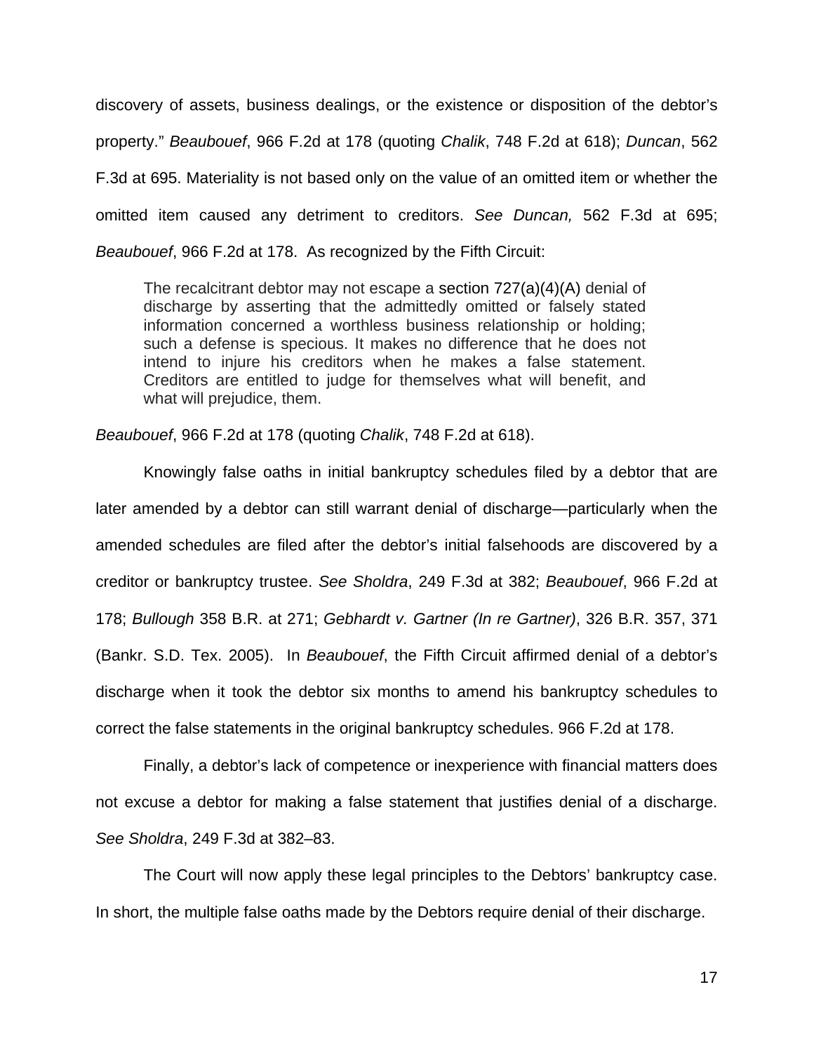discovery of assets, business dealings, or the existence or disposition of the debtor's property." *Beaubouef*, 966 F.2d at 178 (quoting *Chalik*, 748 F.2d at 618); *Duncan*, 562 F.3d at 695. Materiality is not based only on the value of an omitted item or whether the omitted item caused any detriment to creditors. *See Duncan,* 562 F.3d at 695; *Beaubouef*, 966 F.2d at 178. As recognized by the Fifth Circuit:

> The recalcitrant debtor may not escape a section 727(a)(4)(A) denial of discharge by asserting that the admittedly omitted or falsely stated information concerned a worthless business relationship or holding; such a defense is specious. It makes no difference that he does not intend to injure his creditors when he makes a false statement. Creditors are entitled to judge for themselves what will benefit, and what will prejudice, them.

*Beaubouef*, 966 F.2d at 178 (quoting *Chalik*, 748 F.2d at 618).

Knowingly false oaths in initial bankruptcy schedules filed by a debtor that are later amended by a debtor can still warrant denial of discharge—particularly when the amended schedules are filed after the debtor's initial falsehoods are discovered by a creditor or bankruptcy trustee. *See Sholdra*, 249 F.3d at 382; *Beaubouef*, 966 F.2d at 178; *Bullough* 358 B.R. at 271; *Gebhardt v. Gartner (In re Gartner)*, 326 B.R. 357, 371 (Bankr. S.D. Tex. 2005). In *Beaubouef*, the Fifth Circuit affirmed denial of a debtor's discharge when it took the debtor six months to amend his bankruptcy schedules to correct the false statements in the original bankruptcy schedules. 966 F.2d at 178.

Finally, a debtor's lack of competence or inexperience with financial matters does not excuse a debtor for making a false statement that justifies denial of a discharge. *See Sholdra*, 249 F.3d at 382–83.

The Court will now apply these legal principles to the Debtors' bankruptcy case. In short, the multiple false oaths made by the Debtors require denial of their discharge.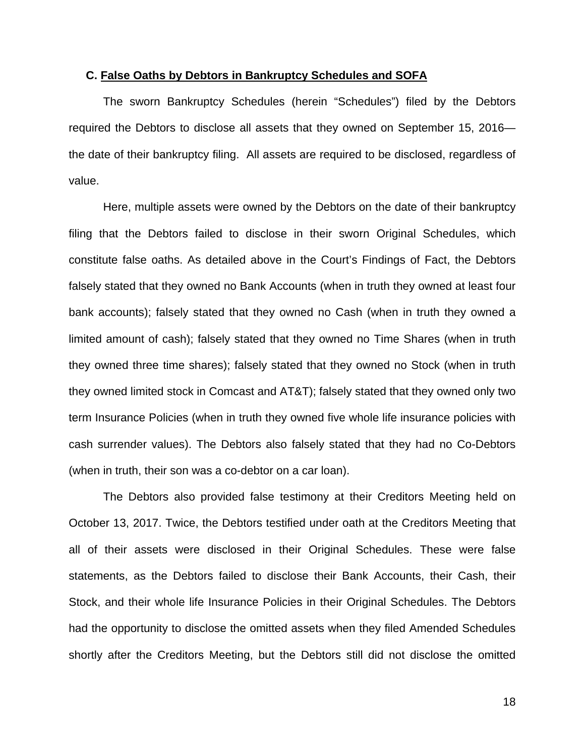### C. <u>False Oaths by Debtors in Bankruptcy Schedules and SOFA</u>

The sworn Bankruptcy Schedules (herein "Schedules") filed by the Debtors required the Debtors to disclose all assets that they owned on September 15, 2016—the date of their bankruptcy filing. All assets are required to be disclosed, regardless of value.

Here, multiple assets were owned by the Debtors on the date of their bankruptcy filing that the Debtors failed to disclose in their sworn Original Schedules, which constitute false oaths. As detailed above in the Court's Findings of Fact, the Debtors falsely stated that they owned no Bank Accounts (when in truth they owned at least four bank accounts); falsely stated that they owned no Cash (when in truth they owned a limited amount of cash); falsely stated that they owned no Time Shares (when in truth they owned three time shares); falsely stated that they owned no Stock (when in truth they owned limited stock in Comcast and AT&T); falsely stated that they owned only two term Insurance Policies (when in truth they owned five whole life insurance policies with cash surrender values). The Debtors also falsely stated that they had no Co-Debtors (when in truth, their son was a co-debtor on a car loan).

The Debtors also provided false testimony at their Creditors Meeting held on October 13, 2017. Twice, the Debtors testified under oath at the Creditors Meeting that all of their assets were disclosed in their Original Schedules. These were false statements, as the Debtors failed to disclose their Bank Accounts, their Cash, their Stock, and their whole life Insurance Policies in their Original Schedules. The Debtors had the opportunity to disclose the omitted assets when they filed Amended Schedules shortly after the Creditors Meeting, but the Debtors still did not disclose the omitted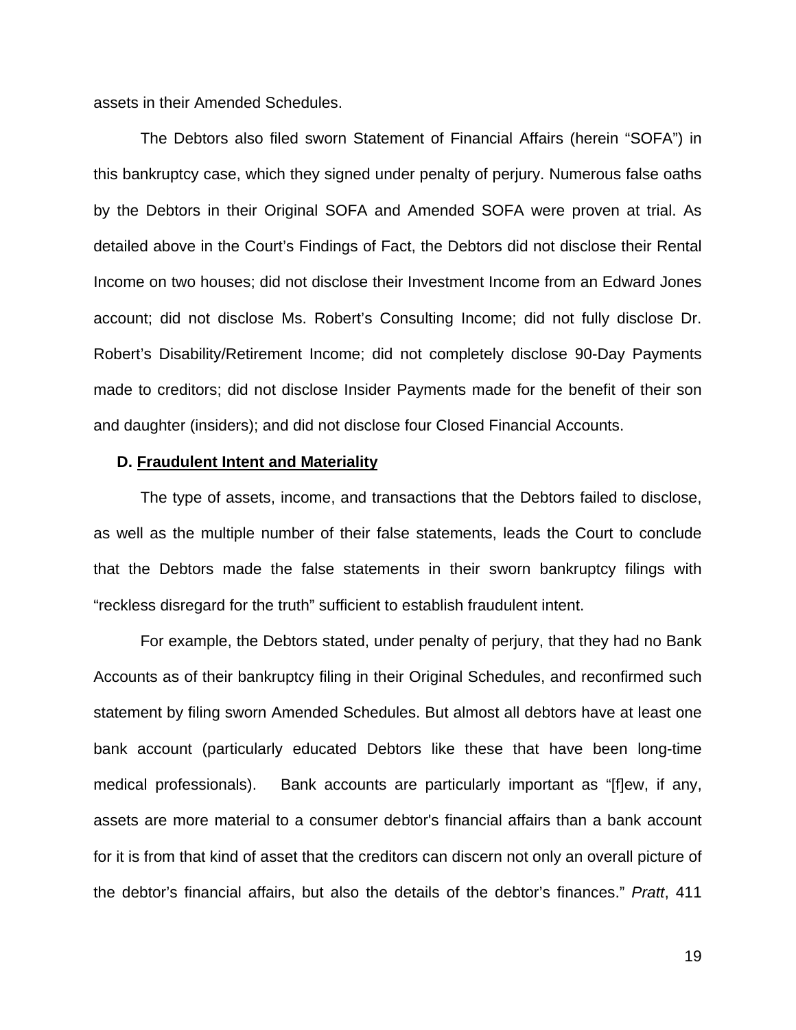assets in their Amended Schedules.

The Debtors also filed sworn Statement of Financial Affairs (herein "SOFA") in this bankruptcy case, which they signed under penalty of perjury. Numerous false oaths by the Debtors in their Original SOFA and Amended SOFA were proven at trial. As detailed above in the Court's Findings of Fact, the Debtors did not disclose their Rental Income on two houses; did not disclose their Investment Income from an Edward Jones account; did not disclose Ms. Robert's Consulting Income; did not fully disclose Dr. Robert's Disability/Retirement Income; did not completely disclose 90-Day Payments made to creditors; did not disclose Insider Payments made for the benefit of their son and daughter (insiders); and did not disclose four Closed Financial Accounts.

**D. <u>Fraudulent Intent and Materiality</u>**

The type of assets, income, and transactions that the Debtors failed to disclose, as well as the multiple number of their false statements, leads the Court to conclude that the Debtors made the false statements in their sworn bankruptcy filings with "reckless disregard for the truth" sufficient to establish fraudulent intent.

For example, the Debtors stated, under penalty of perjury, that they had no Bank Accounts as of their bankruptcy filing in their Original Schedules, and reconfirmed such statement by filing sworn Amended Schedules. But almost all debtors have at least one bank account (particularly educated Debtors like these that have been long-time medical professionals). Bank accounts are particularly important as "[f]ew, if any, assets are more material to a consumer debtor's financial affairs than a bank account for it is from that kind of asset that the creditors can discern not only an overall picture of the debtor's financial affairs, but also the details of the debtor's finances." *Pratt*, 411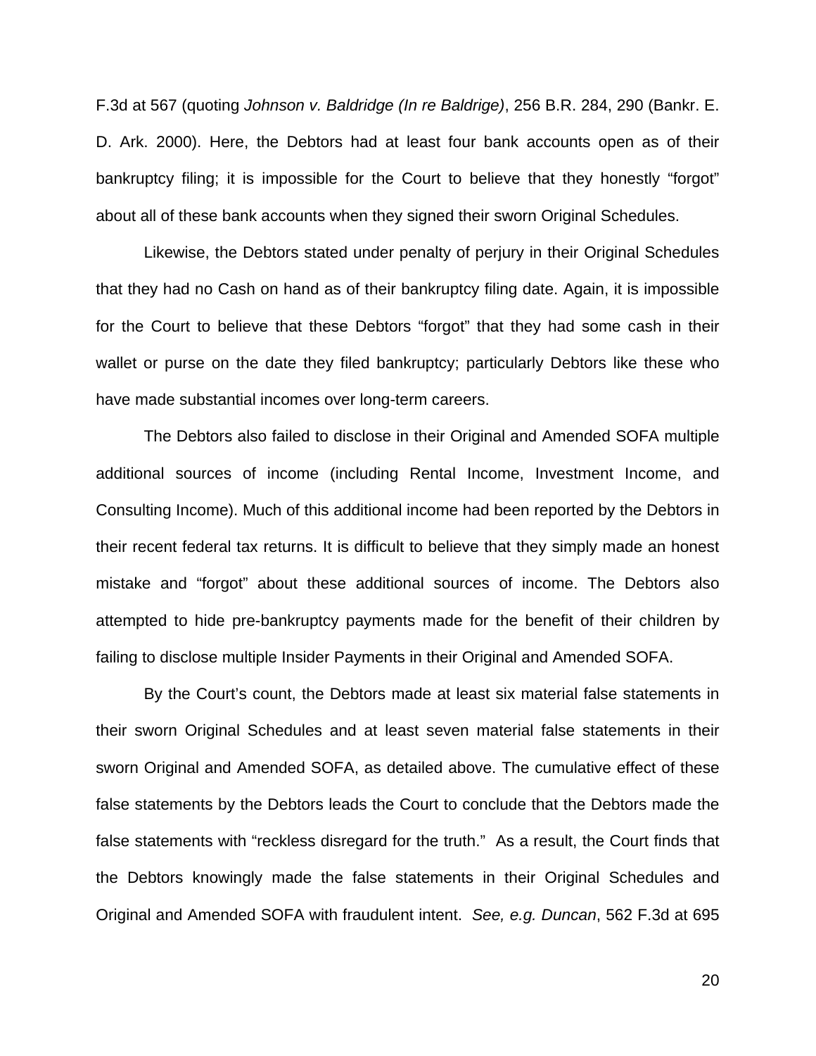F.3d at 567 (quoting *Johnson v. Baldridge (In re Baldrige)*, 256 B.R. 284, 290 (Bankr. E. D. Ark. 2000). Here, the Debtors had at least four bank accounts open as of their bankruptcy filing; it is impossible for the Court to believe that they honestly "forgot" about all of these bank accounts when they signed their sworn Original Schedules.

Likewise, the Debtors stated under penalty of perjury in their Original Schedules that they had no Cash on hand as of their bankruptcy filing date. Again, it is impossible for the Court to believe that these Debtors "forgot" that they had some cash in their wallet or purse on the date they filed bankruptcy; particularly Debtors like these who have made substantial incomes over long-term careers.

The Debtors also failed to disclose in their Original and Amended SOFA multiple additional sources of income (including Rental Income, Investment Income, and Consulting Income). Much of this additional income had been reported by the Debtors in their recent federal tax returns. It is difficult to believe that they simply made an honest mistake and "forgot" about these additional sources of income. The Debtors also attempted to hide pre-bankruptcy payments made for the benefit of their children by failing to disclose multiple Insider Payments in their Original and Amended SOFA.

By the Court's count, the Debtors made at least six material false statements in their sworn Original Schedules and at least seven material false statements in their sworn Original and Amended SOFA, as detailed above. The cumulative effect of these false statements by the Debtors leads the Court to conclude that the Debtors made the false statements with "reckless disregard for the truth." As a result, the Court finds that the Debtors knowingly made the false statements in their Original Schedules and Original and Amended SOFA with fraudulent intent. *See, e.g. Duncan*, 562 F.3d at 695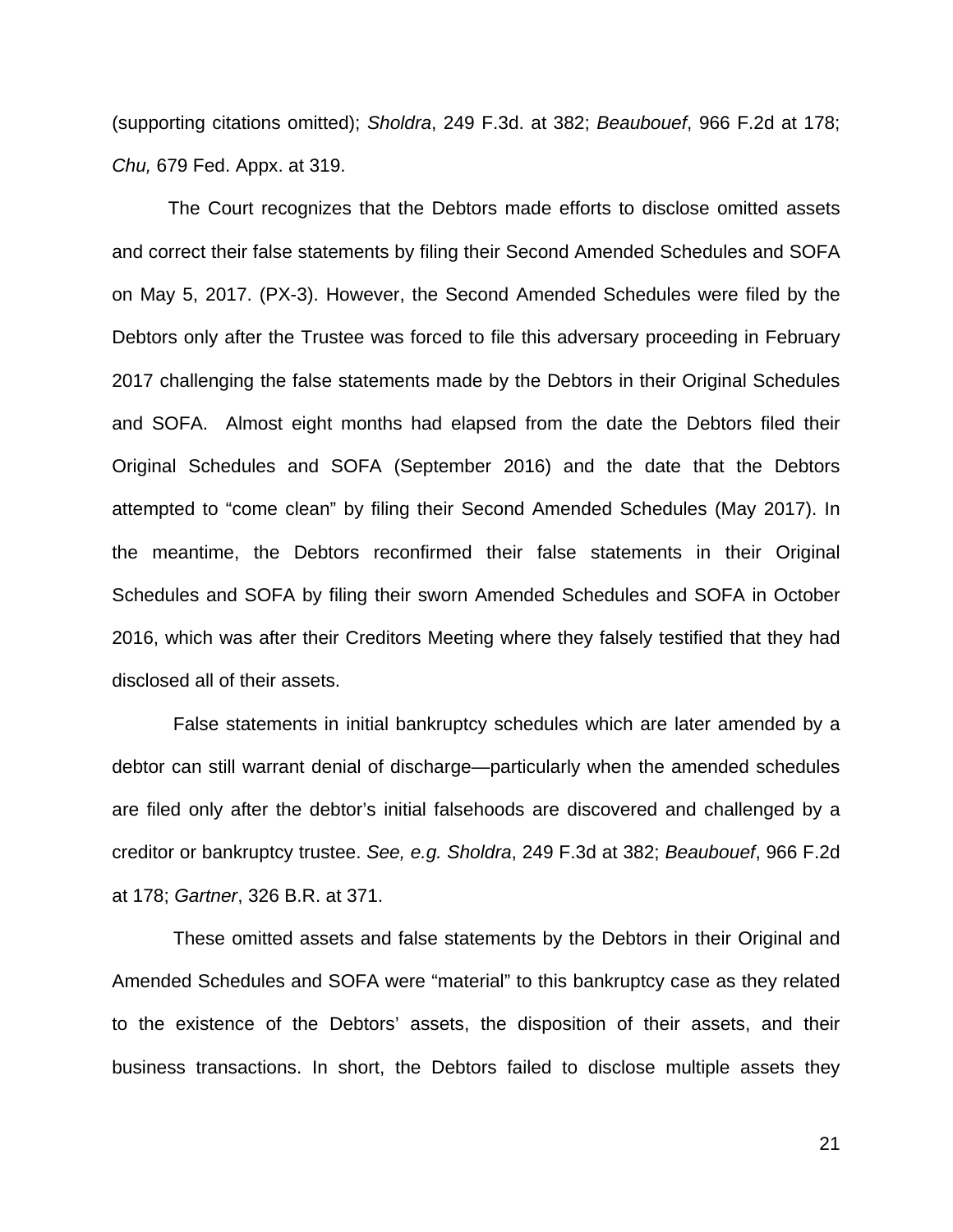(supporting citations omitted); *Sholdra*, 249 F.3d. at 382; *Beaubouef*, 966 F.2d at 178; *Chu,* 679 Fed. Appx. at 319.

The Court recognizes that the Debtors made efforts to disclose omitted assets and correct their false statements by filing their Second Amended Schedules and SOFA on May 5, 2017. (PX-3). However, the Second Amended Schedules were filed by the Debtors only after the Trustee was forced to file this adversary proceeding in February 2017 challenging the false statements made by the Debtors in their Original Schedules and SOFA. Almost eight months had elapsed from the date the Debtors filed their Original Schedules and SOFA (September 2016) and the date that the Debtors attempted to "come clean" by filing their Second Amended Schedules (May 2017). In the meantime, the Debtors reconfirmed their false statements in their Original Schedules and SOFA by filing their sworn Amended Schedules and SOFA in October 2016, which was after their Creditors Meeting where they falsely testified that they had disclosed all of their assets.

False statements in initial bankruptcy schedules which are later amended by a debtor can still warrant denial of discharge—particularly when the amended schedules are filed only after the debtor's initial falsehoods are discovered and challenged by a creditor or bankruptcy trustee. *See, e.g. Sholdra*, 249 F.3d at 382; *Beaubouef*, 966 F.2d at 178; *Gartner*, 326 B.R. at 371.

These omitted assets and false statements by the Debtors in their Original and Amended Schedules and SOFA were "material" to this bankruptcy case as they related to the existence of the Debtors' assets, the disposition of their assets, and their business transactions. In short, the Debtors failed to disclose multiple assets they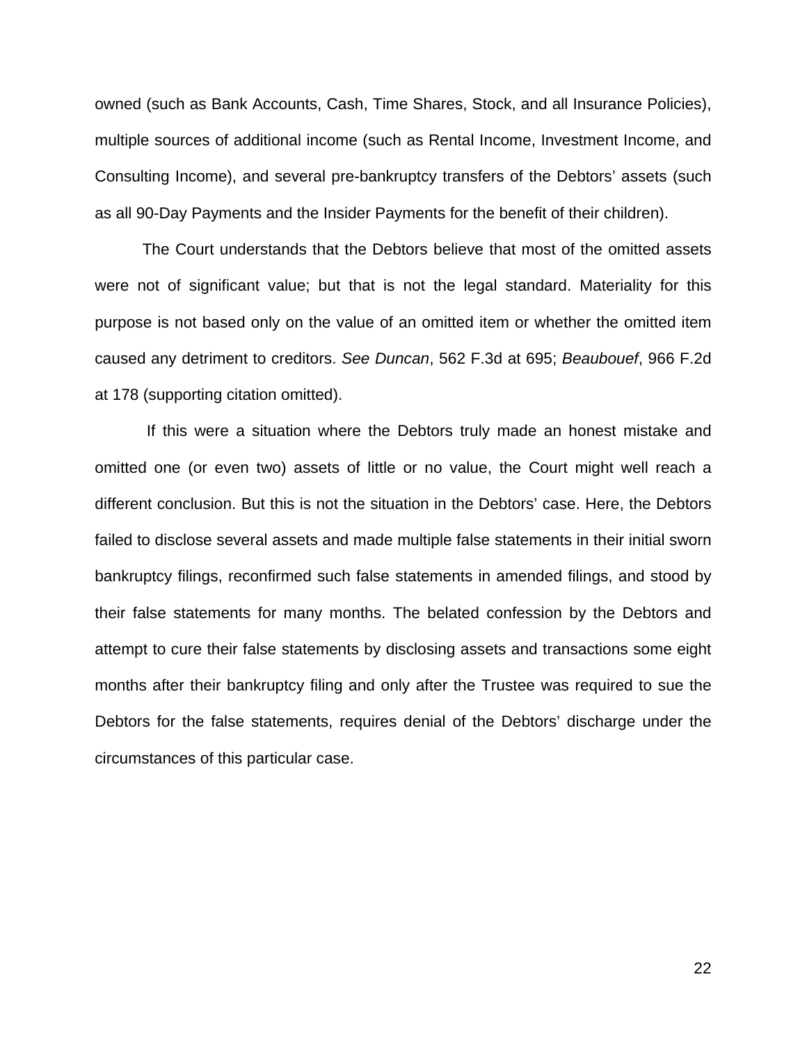owned (such as Bank Accounts, Cash, Time Shares, Stock, and all Insurance Policies), multiple sources of additional income (such as Rental Income, Investment Income, and Consulting Income), and several pre-bankruptcy transfers of the Debtors' assets (such as all 90-Day Payments and the Insider Payments for the benefit of their children).

The Court understands that the Debtors believe that most of the omitted assets were not of significant value; but that is not the legal standard. Materiality for this purpose is not based only on the value of an omitted item or whether the omitted item caused any detriment to creditors. *See Duncan*, 562 F.3d at 695; *Beaubouef*, 966 F.2d at 178 (supporting citation omitted).

If this were a situation where the Debtors truly made an honest mistake and omitted one (or even two) assets of little or no value, the Court might well reach a different conclusion. But this is not the situation in the Debtors' case. Here, the Debtors failed to disclose several assets and made multiple false statements in their initial sworn bankruptcy filings, reconfirmed such false statements in amended filings, and stood by their false statements for many months. The belated confession by the Debtors and attempt to cure their false statements by disclosing assets and transactions some eight months after their bankruptcy filing and only after the Trustee was required to sue the Debtors for the false statements, requires denial of the Debtors' discharge under the circumstances of this particular case.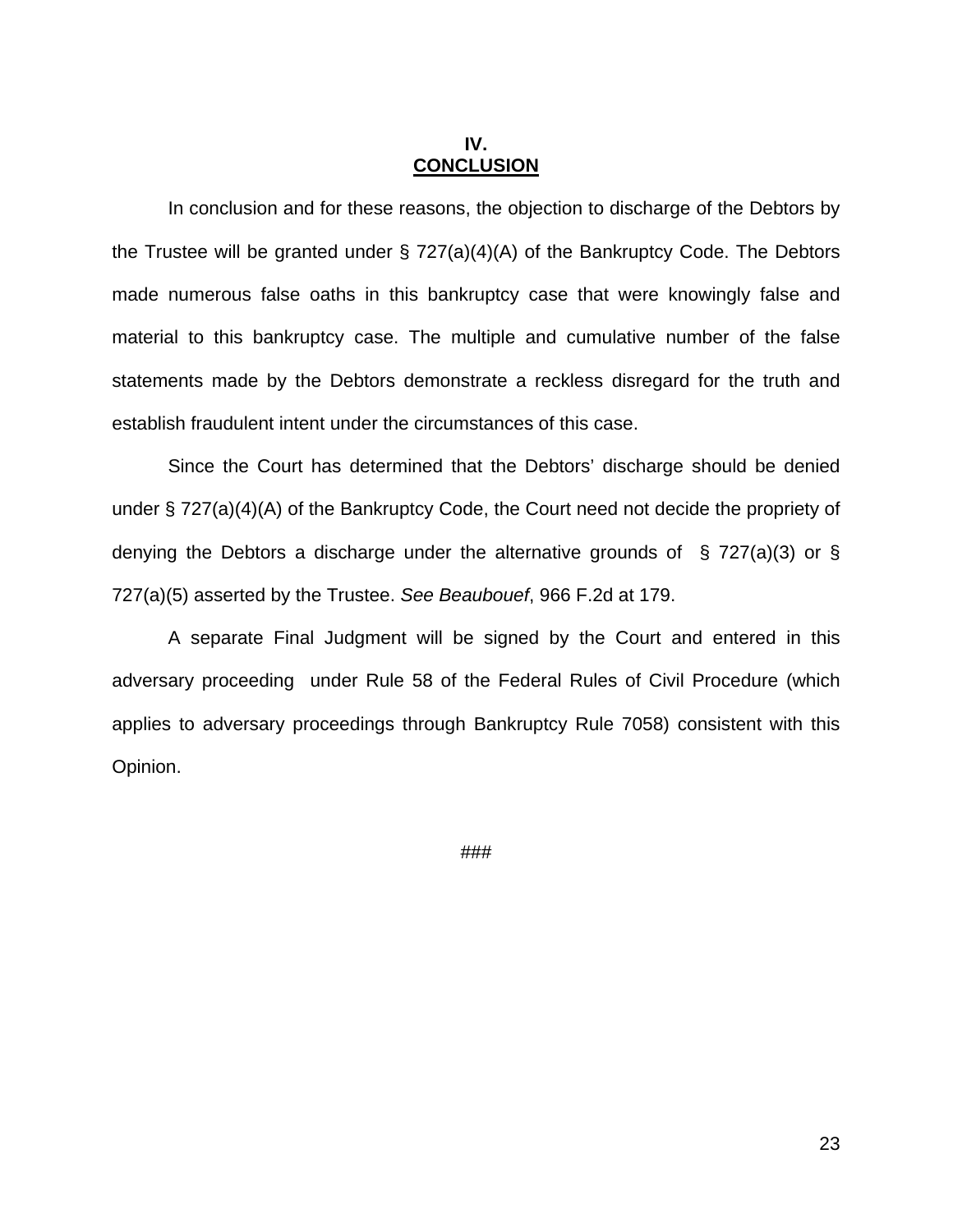## IV. CONCLUSION

In conclusion and for these reasons, the objection to discharge of the Debtors by the Trustee will be granted under § 727(a)(4)(A) of the Bankruptcy Code. The Debtors made numerous false oaths in this bankruptcy case that were knowingly false and material to this bankruptcy case. The multiple and cumulative number of the false statements made by the Debtors demonstrate a reckless disregard for the truth and establish fraudulent intent under the circumstances of this case.

Since the Court has determined that the Debtors' discharge should be denied under § 727(a)(4)(A) of the Bankruptcy Code, the Court need not decide the propriety of denying the Debtors a discharge under the alternative grounds of § 727(a)(3) or § 727(a)(5) asserted by the Trustee. *See Beaubouef*, 966 F.2d at 179.

A separate Final Judgment will be signed by the Court and entered in this adversary proceeding under Rule 58 of the Federal Rules of Civil Procedure (which applies to adversary proceedings through Bankruptcy Rule 7058) consistent with this Opinion.

###